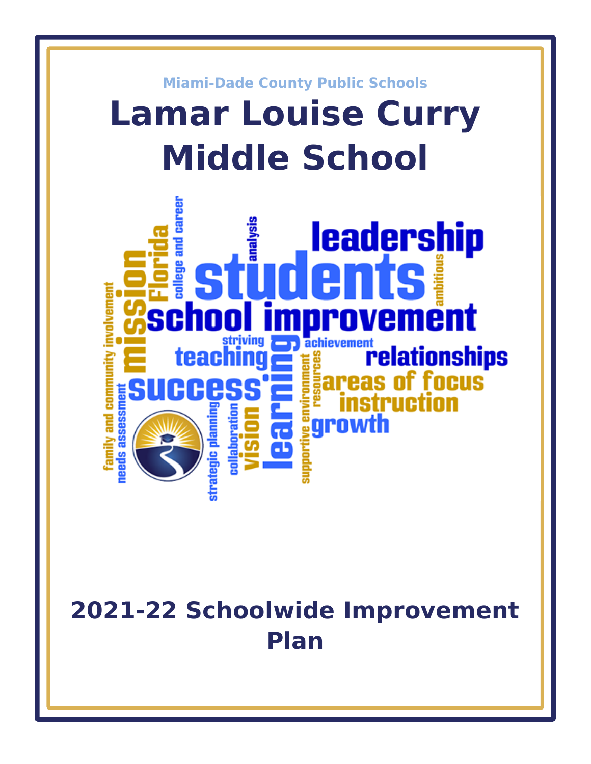Miami-Dade County Public Schools

# Lamar Louise Curry Middle School

## 2021-22 Schoolwide Improvement Plan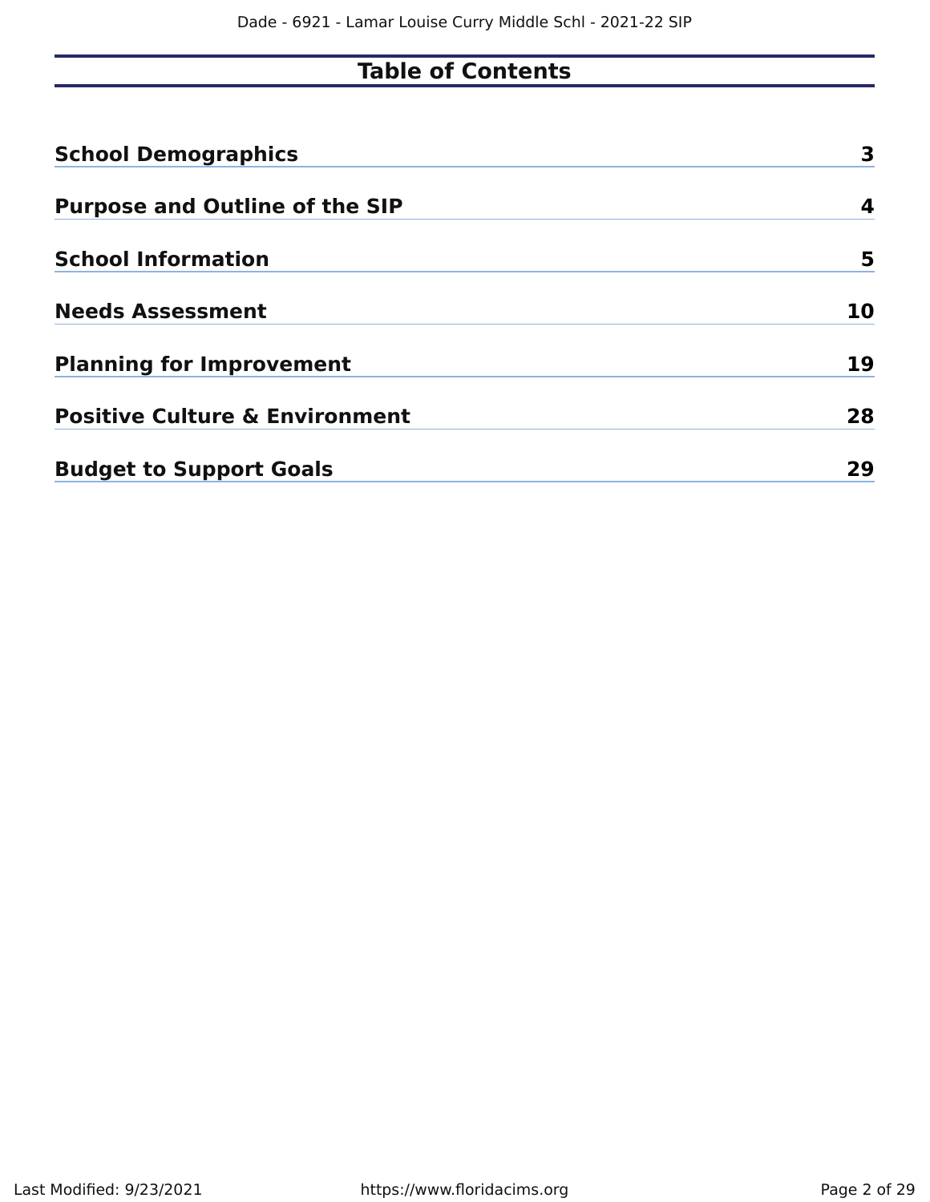# Table of Contents

| | |
|---|---|
| **School Demographics** | **3** |
| **Purpose and Outline of the SIP** | **4** |
| **School Information** | **5** |
| **Needs Assessment** | **10** |
| **Planning for Improvement** | **19** |
| **Positive Culture & Environment** | **28** |
| **Budget to Support Goals** | **29** |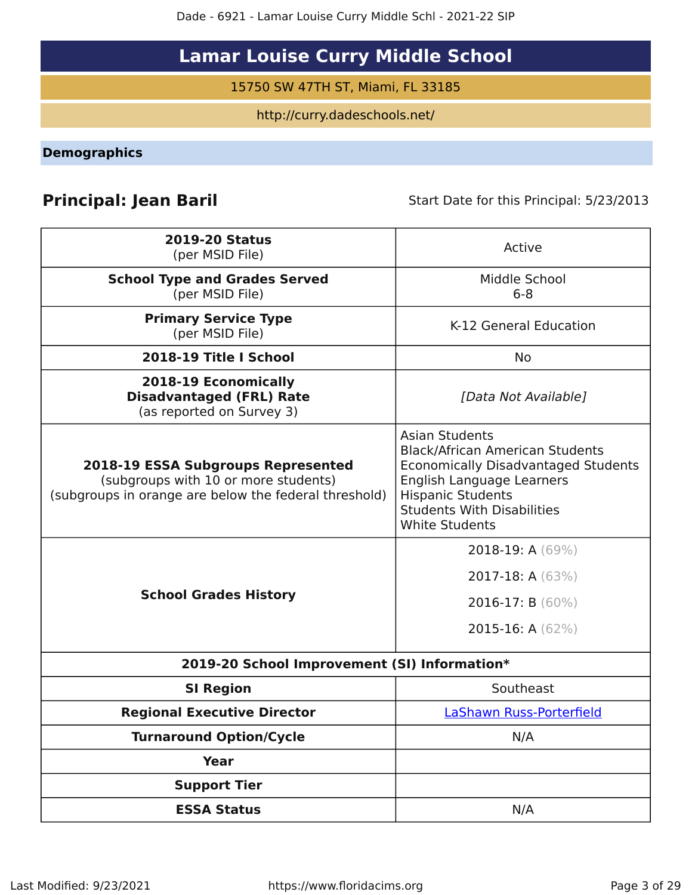# Lamar Louise Curry Middle School

15750 SW 47TH ST, Miami, FL 33185

http://curry.dadeschools.net/

## Demographics

**Principal: Jean Baril** Start Date for this Principal: 5/23/2013

| | |
|---|---|
| **2019-20 Status** (per MSID File) | Active |
| **School Type and Grades Served** (per MSID File) | Middle School 6-8 |
| **Primary Service Type** (per MSID File) | K-12 General Education |
| **2018-19 Title I School** | No |
| **2018-19 Economically Disadvantaged (FRL) Rate** (as reported on Survey 3) | *[Data Not Available]* |
| **2018-19 ESSA Subgroups Represented** (subgroups with 10 or more students) (subgroups in orange are below the federal threshold) | Asian Students<br>Black/African American Students<br>Economically Disadvantaged Students<br>English Language Learners<br>Hispanic Students<br>Students With Disabilities<br>White Students |
| **School Grades History** | 2018-19: A (69%)<br>2017-18: A (63%)<br>2016-17: B (60%)<br>2015-16: A (62%) |
| **2019-20 School Improvement (SI) Information*** | |
| **SI Region** | Southeast |
| **Regional Executive Director** | LaShawn Russ-Porterfield |
| **Turnaround Option/Cycle** | N/A |
| **Year** | |
| **Support Tier** | |
| **ESSA Status** | N/A |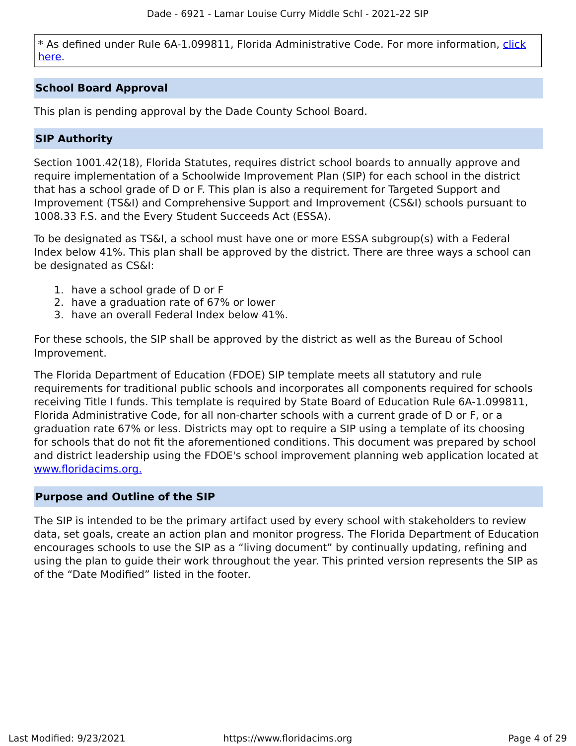* As defined under Rule 6A-1.099811, Florida Administrative Code. For more information, click here.

## School Board Approval

This plan is pending approval by the Dade County School Board.

## SIP Authority

Section 1001.42(18), Florida Statutes, requires district school boards to annually approve and require implementation of a Schoolwide Improvement Plan (SIP) for each school in the district that has a school grade of D or F. This plan is also a requirement for Targeted Support and Improvement (TS&I) and Comprehensive Support and Improvement (CS&I) schools pursuant to 1008.33 F.S. and the Every Student Succeeds Act (ESSA).

To be designated as TS&I, a school must have one or more ESSA subgroup(s) with a Federal Index below 41%. This plan shall be approved by the district. There are three ways a school can be designated as CS&I:

1. have a school grade of D or F
2. have a graduation rate of 67% or lower
3. have an overall Federal Index below 41%.

For these schools, the SIP shall be approved by the district as well as the Bureau of School Improvement.

The Florida Department of Education (FDOE) SIP template meets all statutory and rule requirements for traditional public schools and incorporates all components required for schools receiving Title I funds. This template is required by State Board of Education Rule 6A-1.099811, Florida Administrative Code, for all non-charter schools with a current grade of D or F, or a graduation rate 67% or less. Districts may opt to require a SIP using a template of its choosing for schools that do not fit the aforementioned conditions. This document was prepared by school and district leadership using the FDOE's school improvement planning web application located at www.floridacims.org.

## Purpose and Outline of the SIP

The SIP is intended to be the primary artifact used by every school with stakeholders to review data, set goals, create an action plan and monitor progress. The Florida Department of Education encourages schools to use the SIP as a “living document” by continually updating, refining and using the plan to guide their work throughout the year. This printed version represents the SIP as of the “Date Modified” listed in the footer.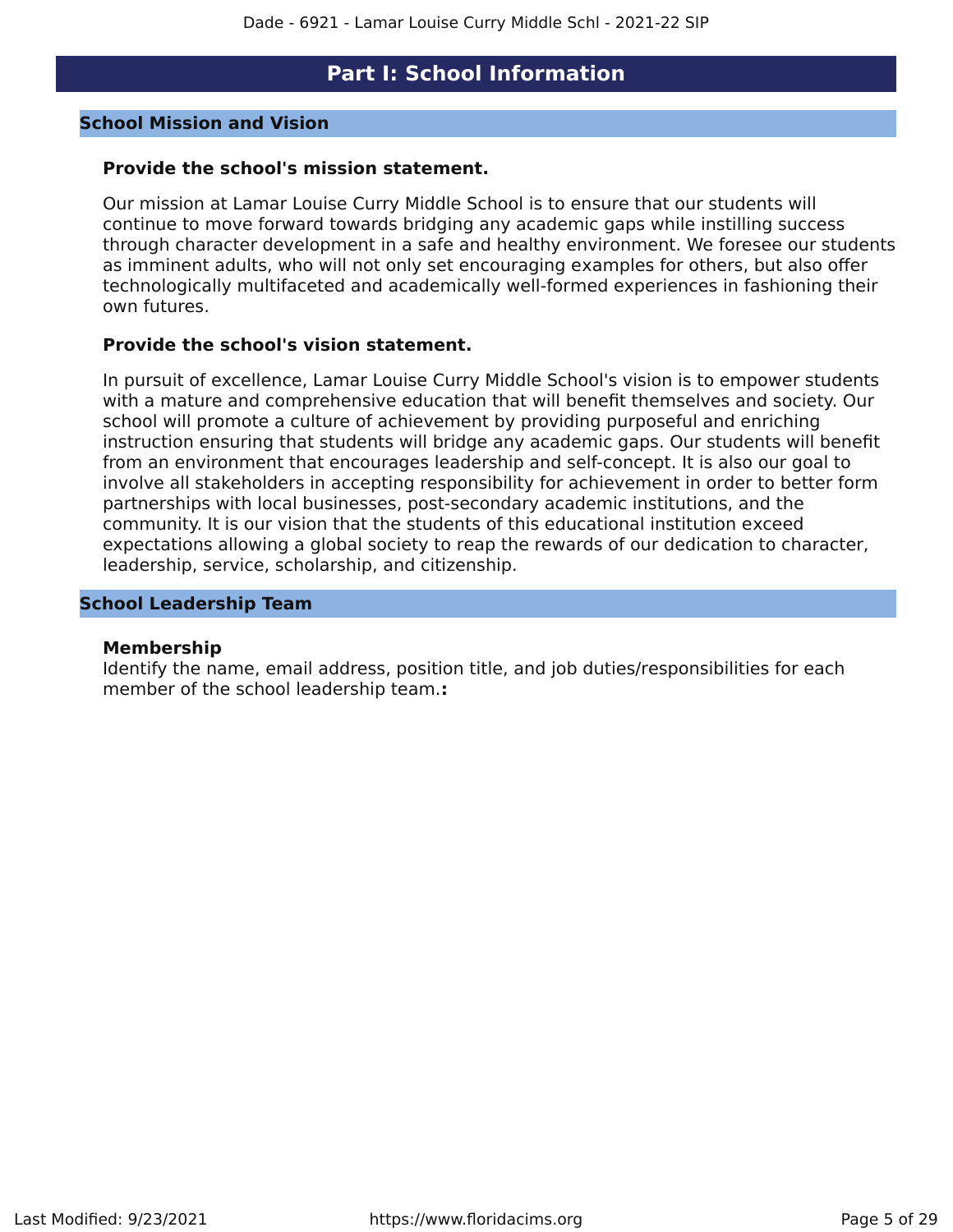# Part I: School Information

## School Mission and Vision

### Provide the school's mission statement.

Our mission at Lamar Louise Curry Middle School is to ensure that our students will continue to move forward towards bridging any academic gaps while instilling success through character development in a safe and healthy environment. We foresee our students as imminent adults, who will not only set encouraging examples for others, but also offer technologically multifaceted and academically well-formed experiences in fashioning their own futures.

### Provide the school's vision statement.

In pursuit of excellence, Lamar Louise Curry Middle School's vision is to empower students with a mature and comprehensive education that will benefit themselves and society. Our school will promote a culture of achievement by providing purposeful and enriching instruction ensuring that students will bridge any academic gaps. Our students will benefit from an environment that encourages leadership and self-concept. It is also our goal to involve all stakeholders in accepting responsibility for achievement in order to better form partnerships with local businesses, post-secondary academic institutions, and the community. It is our vision that the students of this educational institution exceed expectations allowing a global society to reap the rewards of our dedication to character, leadership, service, scholarship, and citizenship.

## School Leadership Team

**Membership**
Identify the name, email address, position title, and job duties/responsibilities for each member of the school leadership team.**:**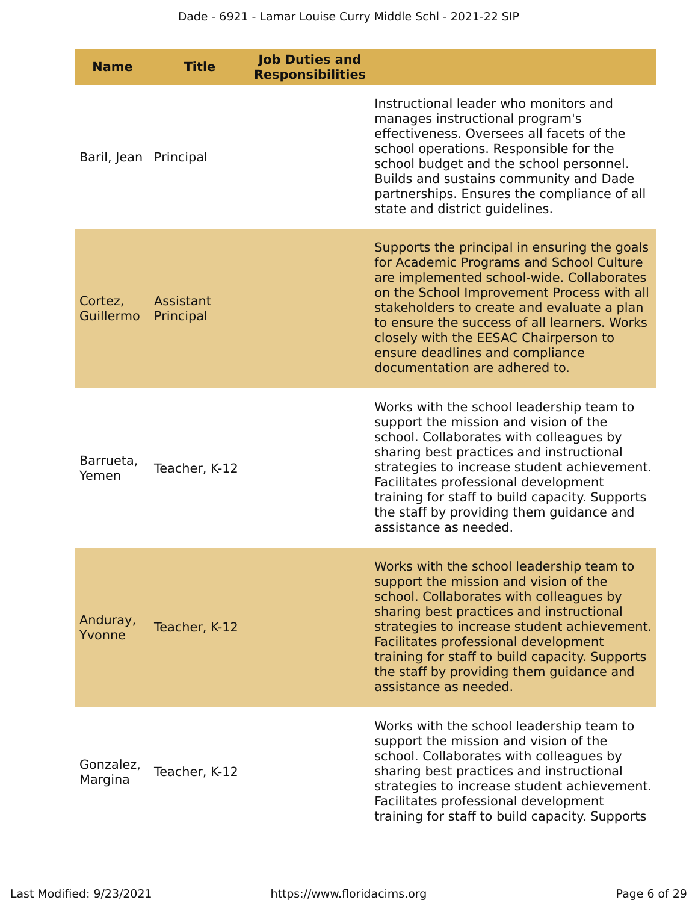| Name | Title | Job Duties and Responsibilities |
|---|---|---|
| Baril, Jean | Principal | Instructional leader who monitors and manages instructional program's effectiveness. Oversees all facets of the school operations. Responsible for the school budget and the school personnel. Builds and sustains community and Dade partnerships. Ensures the compliance of all state and district guidelines. |
| Cortez, Guillermo | Assistant Principal | Supports the principal in ensuring the goals for Academic Programs and School Culture are implemented school-wide. Collaborates on the School Improvement Process with all stakeholders to create and evaluate a plan to ensure the success of all learners. Works closely with the EESAC Chairperson to ensure deadlines and compliance documentation are adhered to. |
| Barrueta, Yemen | Teacher, K-12 | Works with the school leadership team to support the mission and vision of the school. Collaborates with colleagues by sharing best practices and instructional strategies to increase student achievement. Facilitates professional development training for staff to build capacity. Supports the staff by providing them guidance and assistance as needed. |
| Anduray, Yvonne | Teacher, K-12 | Works with the school leadership team to support the mission and vision of the school. Collaborates with colleagues by sharing best practices and instructional strategies to increase student achievement. Facilitates professional development training for staff to build capacity. Supports the staff by providing them guidance and assistance as needed. |
| Gonzalez, Margina | Teacher, K-12 | Works with the school leadership team to support the mission and vision of the school. Collaborates with colleagues by sharing best practices and instructional strategies to increase student achievement. Facilitates professional development training for staff to build capacity. Supports |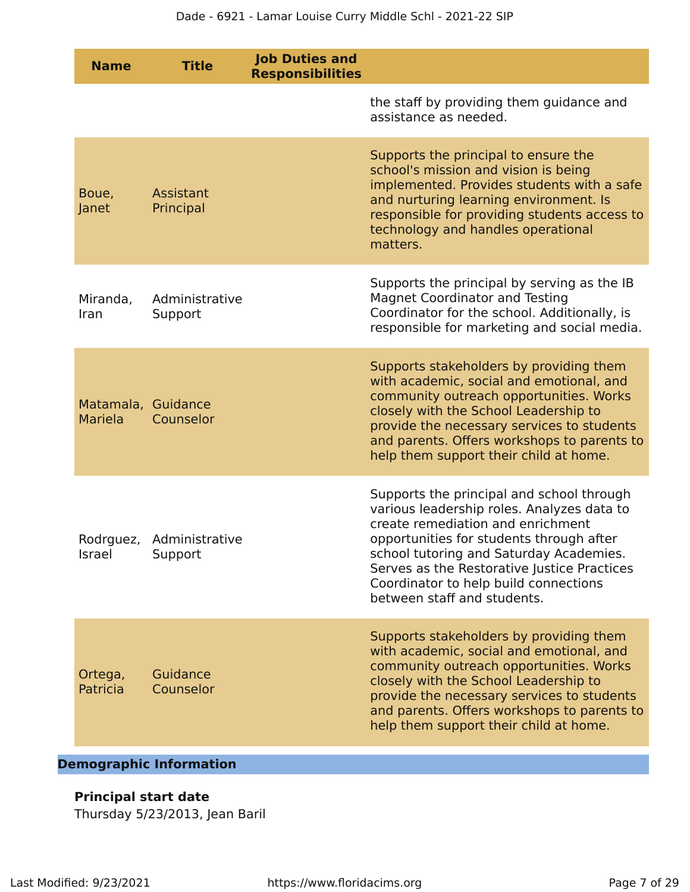| Name | Title | Job Duties and Responsibilities |
|---|---|---|
| | | the staff by providing them guidance and assistance as needed. |
| Boue, Janet | Assistant Principal | Supports the principal to ensure the school's mission and vision is being implemented. Provides students with a safe and nurturing learning environment. Is responsible for providing students access to technology and handles operational matters. |
| Miranda, Iran | Administrative Support | Supports the principal by serving as the IB Magnet Coordinator and Testing Coordinator for the school. Additionally, is responsible for marketing and social media. |
| Matamala, Mariela | Guidance Counselor | Supports stakeholders by providing them with academic, social and emotional, and community outreach opportunities. Works closely with the School Leadership to provide the necessary services to students and parents. Offers workshops to parents to help them support their child at home. |
| Rodrguez, Israel | Administrative Support | Supports the principal and school through various leadership roles. Analyzes data to create remediation and enrichment opportunities for students through after school tutoring and Saturday Academies. Serves as the Restorative Justice Practices Coordinator to help build connections between staff and students. |
| Ortega, Patricia | Guidance Counselor | Supports stakeholders by providing them with academic, social and emotional, and community outreach opportunities. Works closely with the School Leadership to provide the necessary services to students and parents. Offers workshops to parents to help them support their child at home. |

## Demographic Information

**Principal start date**

Thursday 5/23/2013, Jean Baril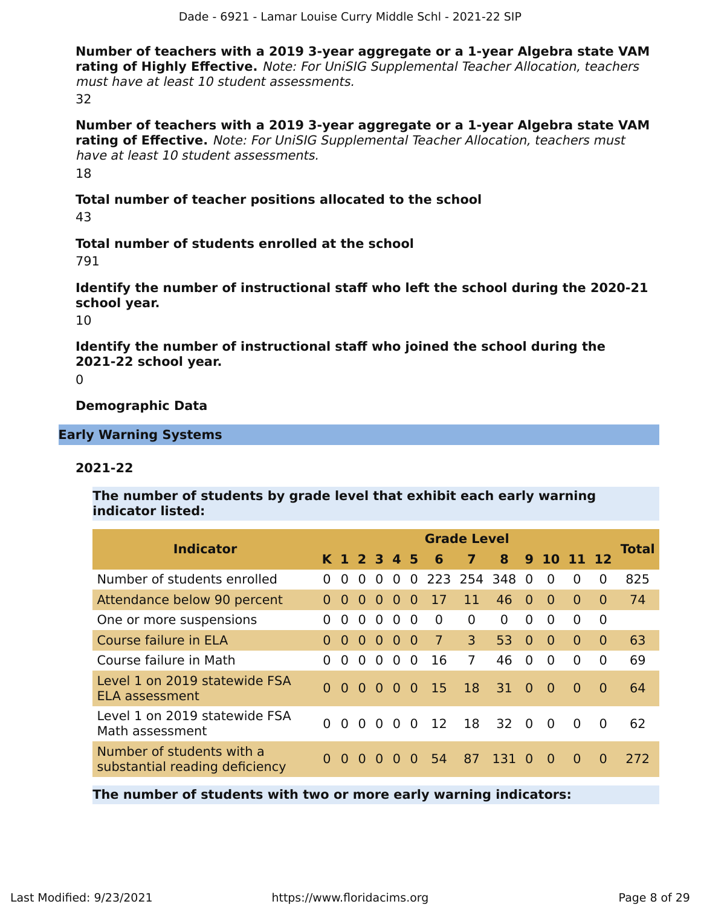**Number of teachers with a 2019 3-year aggregate or a 1-year Algebra state VAM rating of Highly Effective.** *Note: For UniSIG Supplemental Teacher Allocation, teachers must have at least 10 student assessments.*

32

**Number of teachers with a 2019 3-year aggregate or a 1-year Algebra state VAM rating of Effective.** *Note: For UniSIG Supplemental Teacher Allocation, teachers must have at least 10 student assessments.*

18

**Total number of teacher positions allocated to the school**

43

**Total number of students enrolled at the school**

791

**Identify the number of instructional staff who left the school during the 2020-21 school year.**

10

**Identify the number of instructional staff who joined the school during the 2021-22 school year.**

0

**Demographic Data**

## Early Warning Systems

### 2021-22

**The number of students by grade level that exhibit each early warning indicator listed:**

| Indicator | Grade Level | | | | | | | | | | | | | Total |
|---|---|---|---|---|---|---|---|---|---|---|---|---|---|---|
| | K | 1 | 2 | 3 | 4 | 5 | 6 | 7 | 8 | 9 | 10 | 11 | 12 | |
| Number of students enrolled | 0 | 0 | 0 | 0 | 0 | 0 | 223 | 254 | 348 | 0 | 0 | 0 | 0 | 825 |
| Attendance below 90 percent | 0 | 0 | 0 | 0 | 0 | 0 | 17 | 11 | 46 | 0 | 0 | 0 | 0 | 74 |
| One or more suspensions | 0 | 0 | 0 | 0 | 0 | 0 | 0 | 0 | 0 | 0 | 0 | 0 | 0 | |
| Course failure in ELA | 0 | 0 | 0 | 0 | 0 | 0 | 7 | 3 | 53 | 0 | 0 | 0 | 0 | 63 |
| Course failure in Math | 0 | 0 | 0 | 0 | 0 | 0 | 16 | 7 | 46 | 0 | 0 | 0 | 0 | 69 |
| Level 1 on 2019 statewide FSA ELA assessment | 0 | 0 | 0 | 0 | 0 | 0 | 15 | 18 | 31 | 0 | 0 | 0 | 0 | 64 |
| Level 1 on 2019 statewide FSA Math assessment | 0 | 0 | 0 | 0 | 0 | 0 | 12 | 18 | 32 | 0 | 0 | 0 | 0 | 62 |
| Number of students with a substantial reading deficiency | 0 | 0 | 0 | 0 | 0 | 0 | 54 | 87 | 131 | 0 | 0 | 0 | 0 | 272 |

**The number of students with two or more early warning indicators:**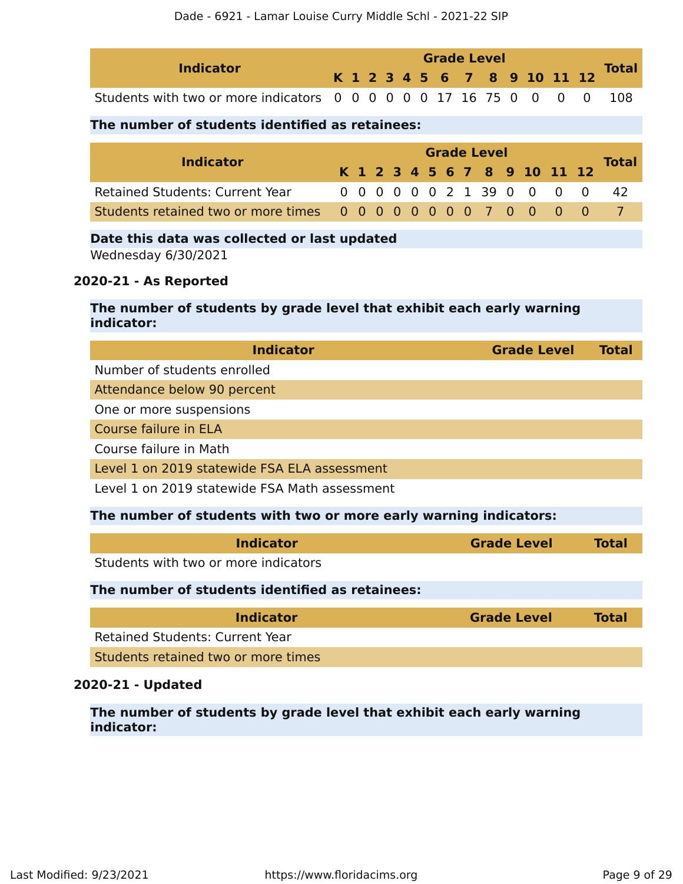| Indicator | Grade Level | | | | | | | | | | | | | Total |
|---|---|---|---|---|---|---|---|---|---|---|---|---|---|---|
| | K | 1 | 2 | 3 | 4 | 5 | 6 | 7 | 8 | 9 | 10 | 11 | 12 | |
| Students with two or more indicators | 0 | 0 | 0 | 0 | 0 | 0 | 17 | 16 | 75 | 0 | 0 | 0 | 0 | 108 |

**The number of students identified as retainees:**

| Indicator | Grade Level | | | | | | | | | | | | | Total |
|---|---|---|---|---|---|---|---|---|---|---|---|---|---|---|
| | K | 1 | 2 | 3 | 4 | 5 | 6 | 7 | 8 | 9 | 10 | 11 | 12 | |
| Retained Students: Current Year | 0 | 0 | 0 | 0 | 0 | 0 | 2 | 1 | 39 | 0 | 0 | 0 | 0 | 42 |
| Students retained two or more times | 0 | 0 | 0 | 0 | 0 | 0 | 0 | 0 | 7 | 0 | 0 | 0 | 0 | 7 |

**Date this data was collected or last updated**

Wednesday 6/30/2021

### 2020-21 - As Reported

**The number of students by grade level that exhibit each early warning indicator:**

| Indicator | Grade Level | Total |
|---|---|---|
| Number of students enrolled | | |
| Attendance below 90 percent | | |
| One or more suspensions | | |
| Course failure in ELA | | |
| Course failure in Math | | |
| Level 1 on 2019 statewide FSA ELA assessment | | |
| Level 1 on 2019 statewide FSA Math assessment | | |

**The number of students with two or more early warning indicators:**

| Indicator | Grade Level | Total |
|---|---|---|
| Students with two or more indicators | | |

**The number of students identified as retainees:**

| Indicator | Grade Level | Total |
|---|---|---|
| Retained Students: Current Year | | |
| Students retained two or more times | | |

### 2020-21 - Updated

**The number of students by grade level that exhibit each early warning indicator:**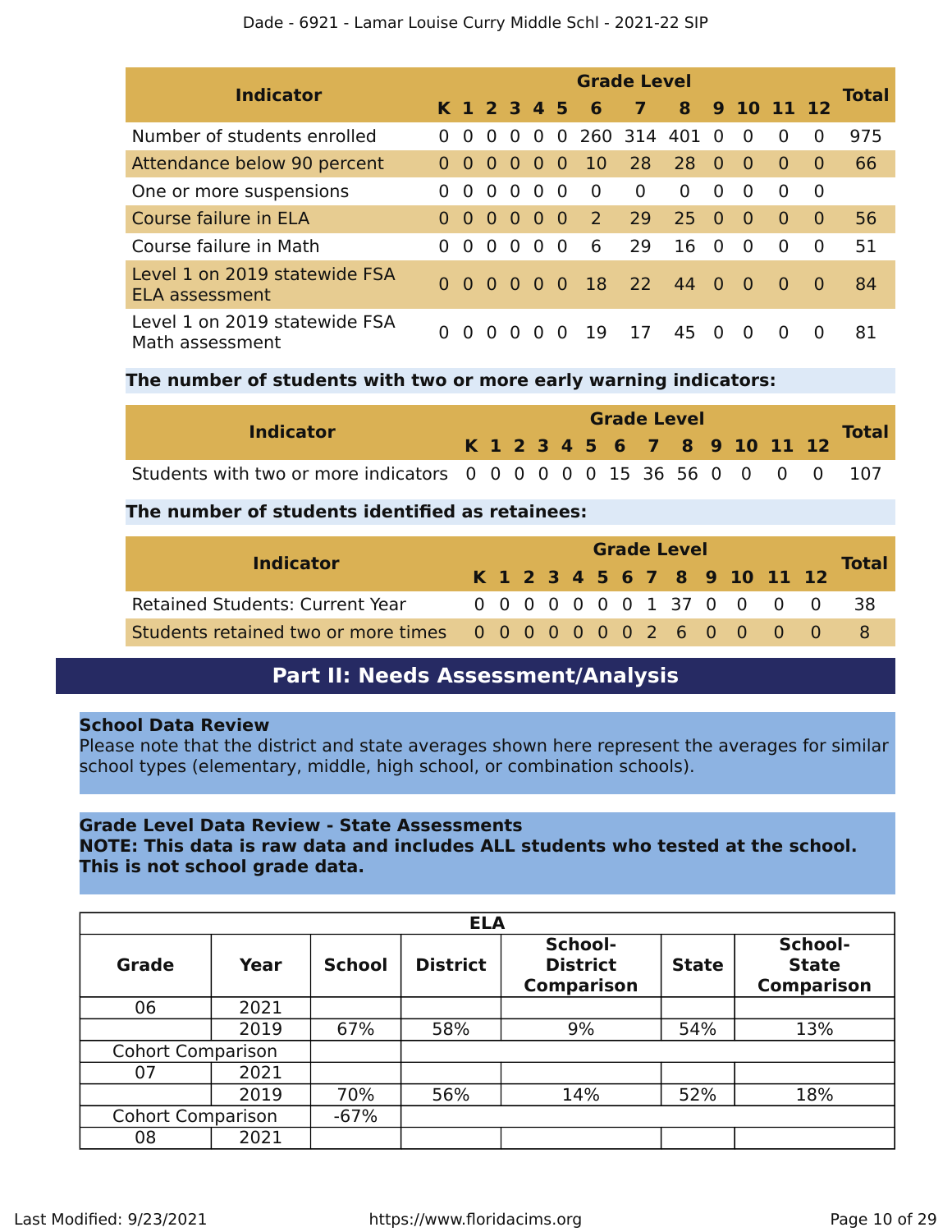| Indicator | K | 1 | 2 | 3 | 4 | 5 | 6 | 7 | 8 | 9 | 10 | 11 | 12 | Total |
|---|---|---|---|---|---|---|---|---|---|---|---|---|---|---|
| Number of students enrolled | 0 | 0 | 0 | 0 | 0 | 0 | 260 | 314 | 401 | 0 | 0 | 0 | 0 | 975 |
| Attendance below 90 percent | 0 | 0 | 0 | 0 | 0 | 0 | 10 | 28 | 28 | 0 | 0 | 0 | 0 | 66 |
| One or more suspensions | 0 | 0 | 0 | 0 | 0 | 0 | 0 | 0 | 0 | 0 | 0 | 0 | 0 | |
| Course failure in ELA | 0 | 0 | 0 | 0 | 0 | 0 | 2 | 29 | 25 | 0 | 0 | 0 | 0 | 56 |
| Course failure in Math | 0 | 0 | 0 | 0 | 0 | 0 | 6 | 29 | 16 | 0 | 0 | 0 | 0 | 51 |
| Level 1 on 2019 statewide FSA ELA assessment | 0 | 0 | 0 | 0 | 0 | 0 | 18 | 22 | 44 | 0 | 0 | 0 | 0 | 84 |
| Level 1 on 2019 statewide FSA Math assessment | 0 | 0 | 0 | 0 | 0 | 0 | 19 | 17 | 45 | 0 | 0 | 0 | 0 | 81 |

**The number of students with two or more early warning indicators:**

| Indicator | K | 1 | 2 | 3 | 4 | 5 | 6 | 7 | 8 | 9 | 10 | 11 | 12 | Total |
|---|---|---|---|---|---|---|---|---|---|---|---|---|---|---|
| Students with two or more indicators | 0 | 0 | 0 | 0 | 0 | 0 | 15 | 36 | 56 | 0 | 0 | 0 | 0 | 107 |

**The number of students identified as retainees:**

| Indicator | K | 1 | 2 | 3 | 4 | 5 | 6 | 7 | 8 | 9 | 10 | 11 | 12 | Total |
|---|---|---|---|---|---|---|---|---|---|---|---|---|---|---|
| Retained Students: Current Year | 0 | 0 | 0 | 0 | 0 | 0 | 0 | 1 | 37 | 0 | 0 | 0 | 0 | 38 |
| Students retained two or more times | 0 | 0 | 0 | 0 | 0 | 0 | 0 | 2 | 6 | 0 | 0 | 0 | 0 | 8 |

# Part II: Needs Assessment/Analysis

**School Data Review**

Please note that the district and state averages shown here represent the averages for similar school types (elementary, middle, high school, or combination schools).

**Grade Level Data Review - State Assessments**

**NOTE: This data is raw data and includes ALL students who tested at the school. This is not school grade data.**

| ELA | | | | | | |
|---|---|---|---|---|---|---|
| **Grade** | **Year** | **School** | **District** | **School-District Comparison** | **State** | **School-State Comparison** |
| 06 | 2021 | | | | | |
| | 2019 | 67% | 58% | 9% | 54% | 13% |
| Cohort Comparison | | | | | | |
| 07 | 2021 | | | | | |
| | 2019 | 70% | 56% | 14% | 52% | 18% |
| Cohort Comparison | | -67% | | | | |
| 08 | 2021 | | | | | |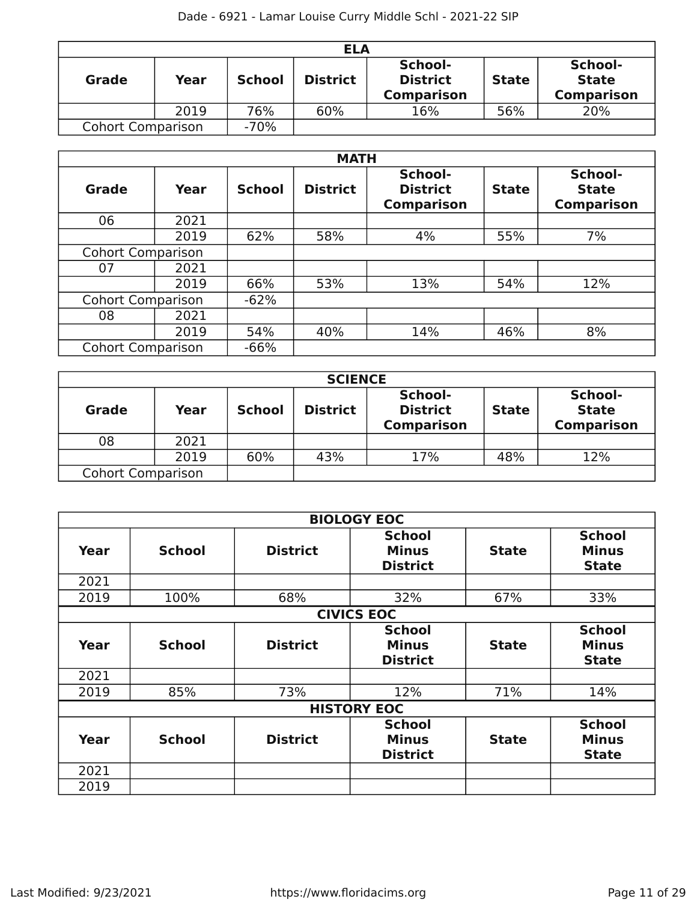| ELA | | | | | | |
|---|---|---|---|---|---|---|
| **Grade** | **Year** | **School** | **District** | **School-District Comparison** | **State** | **School-State Comparison** |
| | 2019 | 76% | 60% | 16% | 56% | 20% |
| Cohort Comparison | | -70% | | | | |

| MATH | | | | | | |
|---|---|---|---|---|---|---|
| **Grade** | **Year** | **School** | **District** | **School-District Comparison** | **State** | **School-State Comparison** |
| 06 | 2021 | | | | | |
| | 2019 | 62% | 58% | 4% | 55% | 7% |
| Cohort Comparison | | | | | | |
| 07 | 2021 | | | | | |
| | 2019 | 66% | 53% | 13% | 54% | 12% |
| Cohort Comparison | | -62% | | | | |
| 08 | 2021 | | | | | |
| | 2019 | 54% | 40% | 14% | 46% | 8% |
| Cohort Comparison | | -66% | | | | |

| SCIENCE | | | | | | |
|---|---|---|---|---|---|---|
| **Grade** | **Year** | **School** | **District** | **School-District Comparison** | **State** | **School-State Comparison** |
| 08 | 2021 | | | | | |
| | 2019 | 60% | 43% | 17% | 48% | 12% |
| Cohort Comparison | | | | | | |

| BIOLOGY EOC | | | | | |
|---|---|---|---|---|---|
| **Year** | **School** | **District** | **School Minus District** | **State** | **School Minus State** |
| 2021 | | | | | |
| 2019 | 100% | 68% | 32% | 67% | 33% |

| CIVICS EOC | | | | | |
|---|---|---|---|---|---|
| **Year** | **School** | **District** | **School Minus District** | **State** | **School Minus State** |
| 2021 | | | | | |
| 2019 | 85% | 73% | 12% | 71% | 14% |

| HISTORY EOC | | | | | |
|---|---|---|---|---|---|
| **Year** | **School** | **District** | **School Minus District** | **State** | **School Minus State** |
| 2021 | | | | | |
| 2019 | | | | | |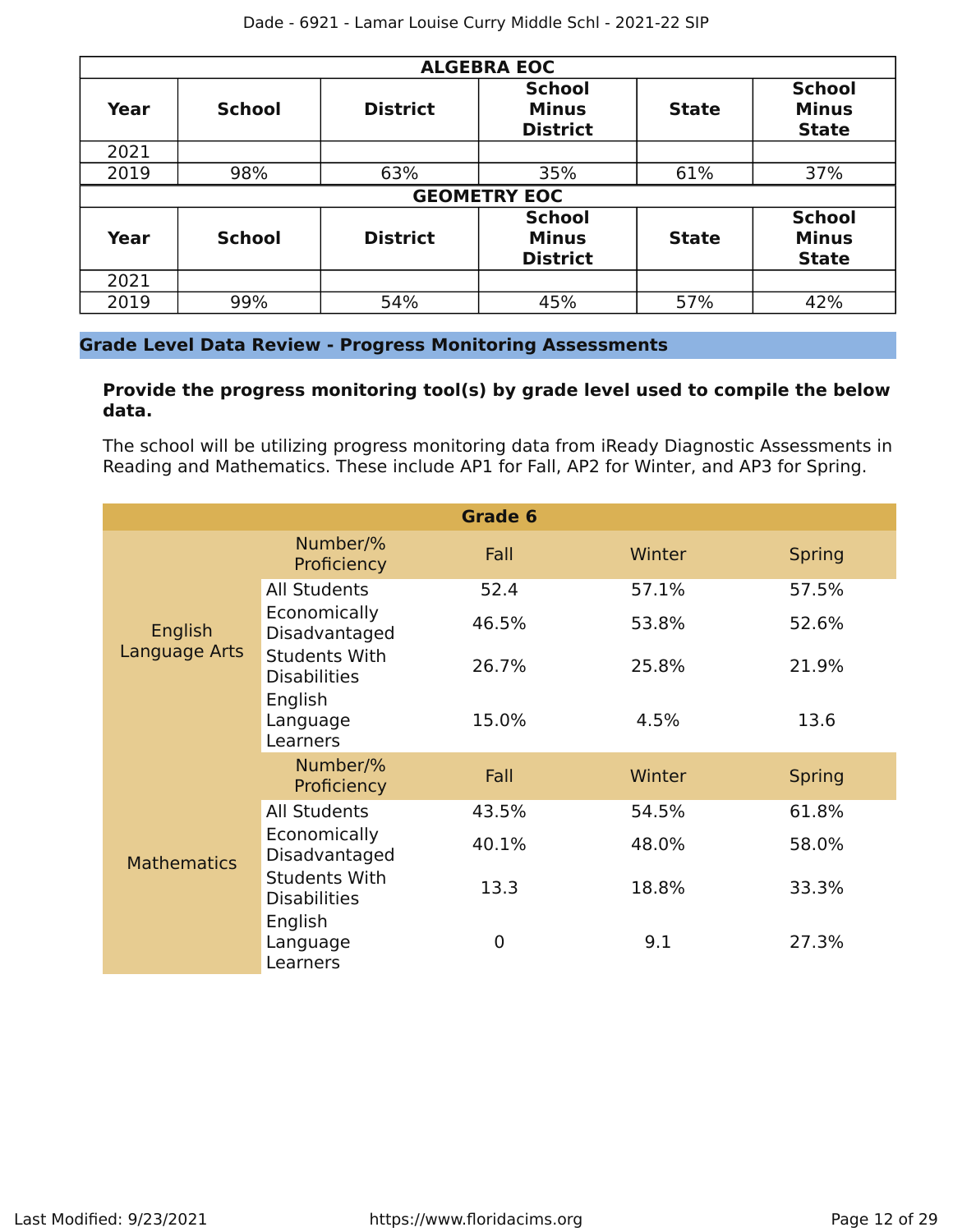| ALGEBRA EOC | | | | | |
|---|---|---|---|---|---|
| **Year** | **School** | **District** | **School Minus District** | **State** | **School Minus State** |
| 2021 | | | | | |
| 2019 | 98% | 63% | 35% | 61% | 37% |

| GEOMETRY EOC | | | | | |
|---|---|---|---|---|---|
| **Year** | **School** | **District** | **School Minus District** | **State** | **School Minus State** |
| 2021 | | | | | |
| 2019 | 99% | 54% | 45% | 57% | 42% |

## Grade Level Data Review - Progress Monitoring Assessments

**Provide the progress monitoring tool(s) by grade level used to compile the below data.**

The school will be utilizing progress monitoring data from iReady Diagnostic Assessments in Reading and Mathematics. These include AP1 for Fall, AP2 for Winter, and AP3 for Spring.

| Grade 6 | | | | |
|---|---|---|---|---|
| | Number/% Proficiency | Fall | Winter | Spring |
| English Language Arts | All Students | 52.4 | 57.1% | 57.5% |
| | Economically Disadvantaged | 46.5% | 53.8% | 52.6% |
| | Students With Disabilities | 26.7% | 25.8% | 21.9% |
| | English Language Learners | 15.0% | 4.5% | 13.6 |
| | Number/% Proficiency | Fall | Winter | Spring |
| Mathematics | All Students | 43.5% | 54.5% | 61.8% |
| | Economically Disadvantaged | 40.1% | 48.0% | 58.0% |
| | Students With Disabilities | 13.3 | 18.8% | 33.3% |
| | English Language Learners | 0 | 9.1 | 27.3% |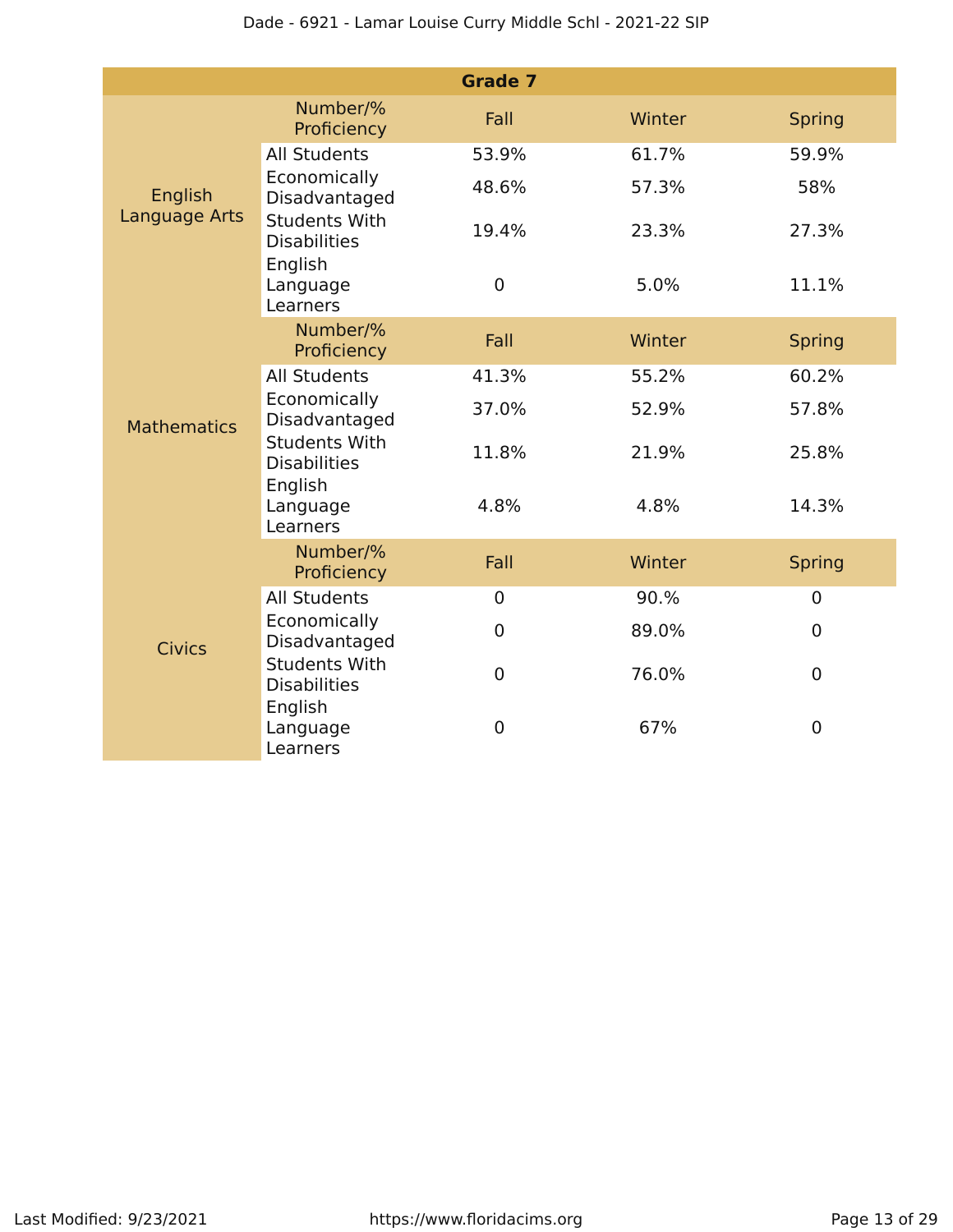| Grade 7 | | | | |
|---|---|---|---|---|
| | Number/% Proficiency | Fall | Winter | Spring |
| English Language Arts | All Students | 53.9% | 61.7% | 59.9% |
| | Economically Disadvantaged | 48.6% | 57.3% | 58% |
| | Students With Disabilities | 19.4% | 23.3% | 27.3% |
| | English Language Learners | 0 | 5.0% | 11.1% |
| | Number/% Proficiency | Fall | Winter | Spring |
| Mathematics | All Students | 41.3% | 55.2% | 60.2% |
| | Economically Disadvantaged | 37.0% | 52.9% | 57.8% |
| | Students With Disabilities | 11.8% | 21.9% | 25.8% |
| | English Language Learners | 4.8% | 4.8% | 14.3% |
| | Number/% Proficiency | Fall | Winter | Spring |
| Civics | All Students | 0 | 90.% | 0 |
| | Economically Disadvantaged | 0 | 89.0% | 0 |
| | Students With Disabilities | 0 | 76.0% | 0 |
| | English Language Learners | 0 | 67% | 0 |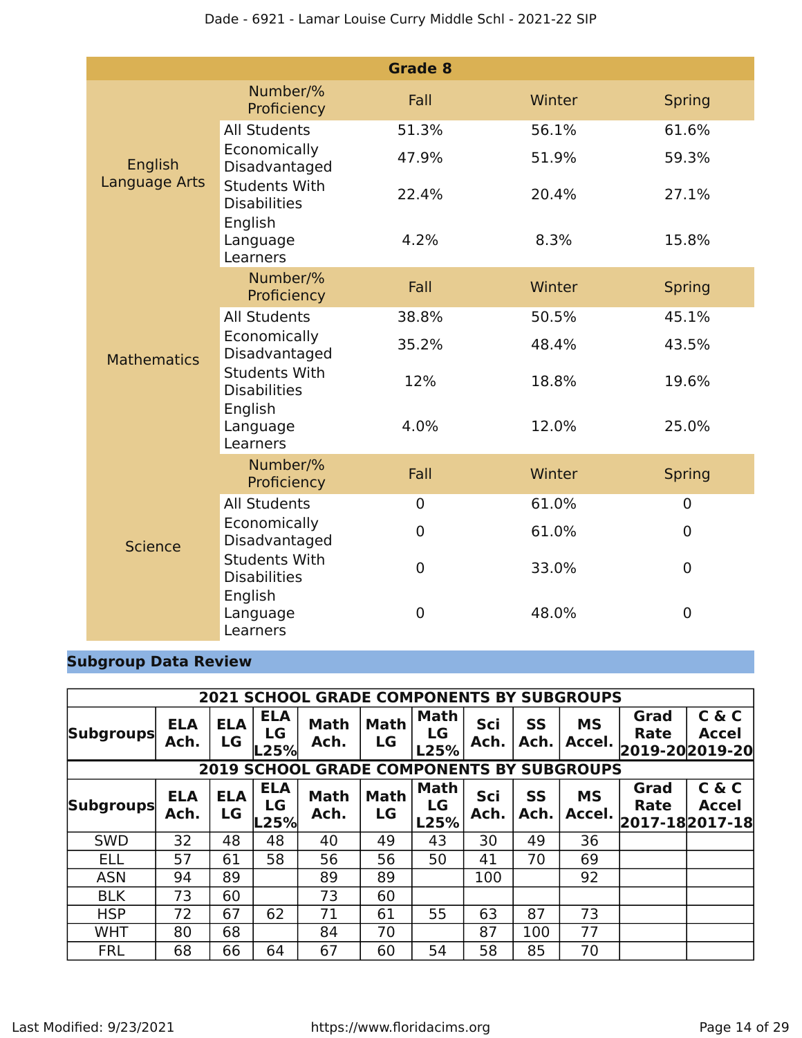| Grade 8 | | | | |
|---|---|---|---|---|
| | Number/% Proficiency | Fall | Winter | Spring |
| English Language Arts | All Students | 51.3% | 56.1% | 61.6% |
| | Economically Disadvantaged | 47.9% | 51.9% | 59.3% |
| | Students With Disabilities | 22.4% | 20.4% | 27.1% |
| | English Language Learners | 4.2% | 8.3% | 15.8% |
| | Number/% Proficiency | Fall | Winter | Spring |
| Mathematics | All Students | 38.8% | 50.5% | 45.1% |
| | Economically Disadvantaged | 35.2% | 48.4% | 43.5% |
| | Students With Disabilities | 12% | 18.8% | 19.6% |
| | English Language Learners | 4.0% | 12.0% | 25.0% |
| | Number/% Proficiency | Fall | Winter | Spring |
| Science | All Students | 0 | 61.0% | 0 |
| | Economically Disadvantaged | 0 | 61.0% | 0 |
| | Students With Disabilities | 0 | 33.0% | 0 |
| | English Language Learners | 0 | 48.0% | 0 |

## Subgroup Data Review

| 2021 SCHOOL GRADE COMPONENTS BY SUBGROUPS | | | | | | | | | | | |
|---|---|---|---|---|---|---|---|---|---|---|---|
| Subgroups | ELA Ach. | ELA LG | ELA LG L25% | Math Ach. | Math LG | Math LG L25% | Sci Ach. | SS Ach. | MS Accel. | Grad Rate 2019-20 | C & C Accel 2019-20 |
| **2019 SCHOOL GRADE COMPONENTS BY SUBGROUPS** | | | | | | | | | | | |
| Subgroups | ELA Ach. | ELA LG | ELA LG L25% | Math Ach. | Math LG | Math LG L25% | Sci Ach. | SS Ach. | MS Accel. | Grad Rate 2017-18 | C & C Accel 2017-18 |
| SWD | 32 | 48 | 48 | 40 | 49 | 43 | 30 | 49 | 36 | | |
| ELL | 57 | 61 | 58 | 56 | 56 | 50 | 41 | 70 | 69 | | |
| ASN | 94 | 89 | | 89 | 89 | | 100 | | 92 | | |
| BLK | 73 | 60 | | 73 | 60 | | | | | | |
| HSP | 72 | 67 | 62 | 71 | 61 | 55 | 63 | 87 | 73 | | |
| WHT | 80 | 68 | | 84 | 70 | | 87 | 100 | 77 | | |
| FRL | 68 | 66 | 64 | 67 | 60 | 54 | 58 | 85 | 70 | | |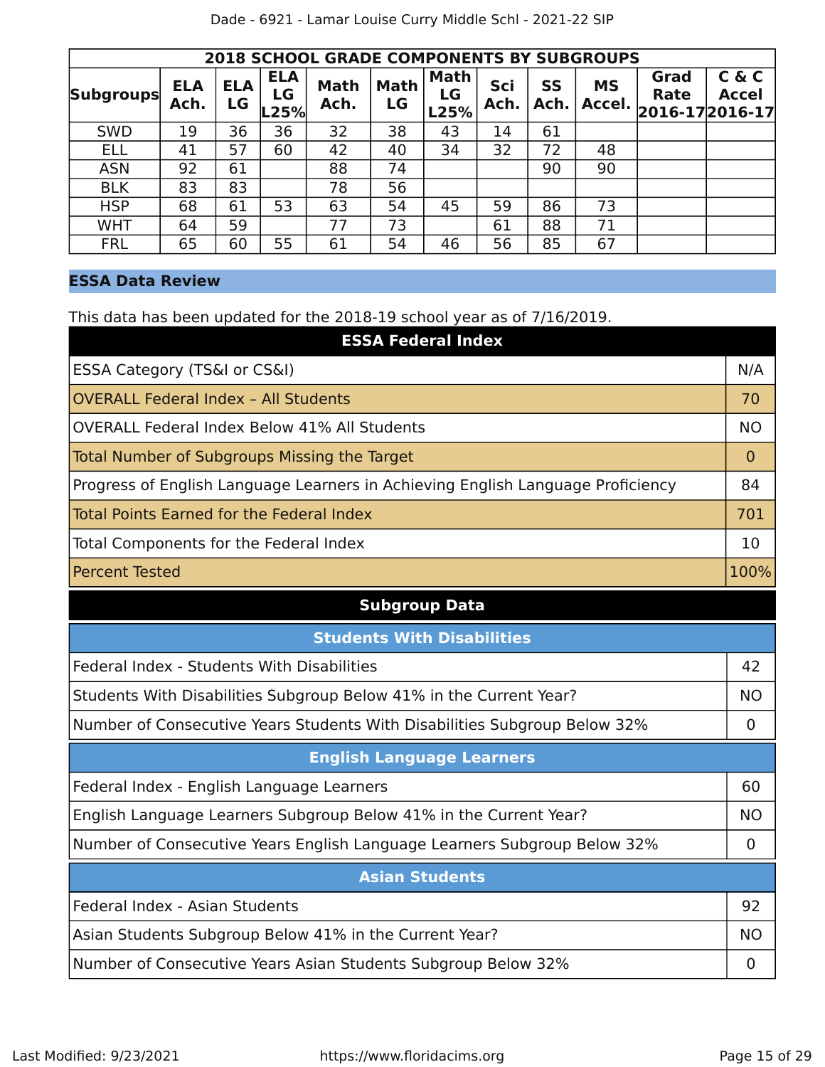| 2018 SCHOOL GRADE COMPONENTS BY SUBGROUPS | | | | | | | | | | | |
|---|---|---|---|---|---|---|---|---|---|---|---|
| Subgroups | ELA Ach. | ELA LG | ELA LG L25% | Math Ach. | Math LG | Math LG L25% | Sci Ach. | SS Ach. | MS Accel. | Grad Rate 2016-17 | C & C Accel 2016-17 |
| SWD | 19 | 36 | 36 | 32 | 38 | 43 | 14 | 61 | | | |
| ELL | 41 | 57 | 60 | 42 | 40 | 34 | 32 | 72 | 48 | | |
| ASN | 92 | 61 | | 88 | 74 | | | 90 | 90 | | |
| BLK | 83 | 83 | | 78 | 56 | | | | | | |
| HSP | 68 | 61 | 53 | 63 | 54 | 45 | 59 | 86 | 73 | | |
| WHT | 64 | 59 | | 77 | 73 | | 61 | 88 | 71 | | |
| FRL | 65 | 60 | 55 | 61 | 54 | 46 | 56 | 85 | 67 | | |

## ESSA Data Review

This data has been updated for the 2018-19 school year as of 7/16/2019.

| ESSA Federal Index | |
|---|---|
| ESSA Category (TS&I or CS&I) | N/A |
| OVERALL Federal Index – All Students | 70 |
| OVERALL Federal Index Below 41% All Students | NO |
| Total Number of Subgroups Missing the Target | 0 |
| Progress of English Language Learners in Achieving English Language Proficiency | 84 |
| Total Points Earned for the Federal Index | 701 |
| Total Components for the Federal Index | 10 |
| Percent Tested | 100% |

**Subgroup Data**

| Students With Disabilities | |
|---|---|
| Federal Index - Students With Disabilities | 42 |
| Students With Disabilities Subgroup Below 41% in the Current Year? | NO |
| Number of Consecutive Years Students With Disabilities Subgroup Below 32% | 0 |

| English Language Learners | |
|---|---|
| Federal Index - English Language Learners | 60 |
| English Language Learners Subgroup Below 41% in the Current Year? | NO |
| Number of Consecutive Years English Language Learners Subgroup Below 32% | 0 |

| Asian Students | |
|---|---|
| Federal Index - Asian Students | 92 |
| Asian Students Subgroup Below 41% in the Current Year? | NO |
| Number of Consecutive Years Asian Students Subgroup Below 32% | 0 |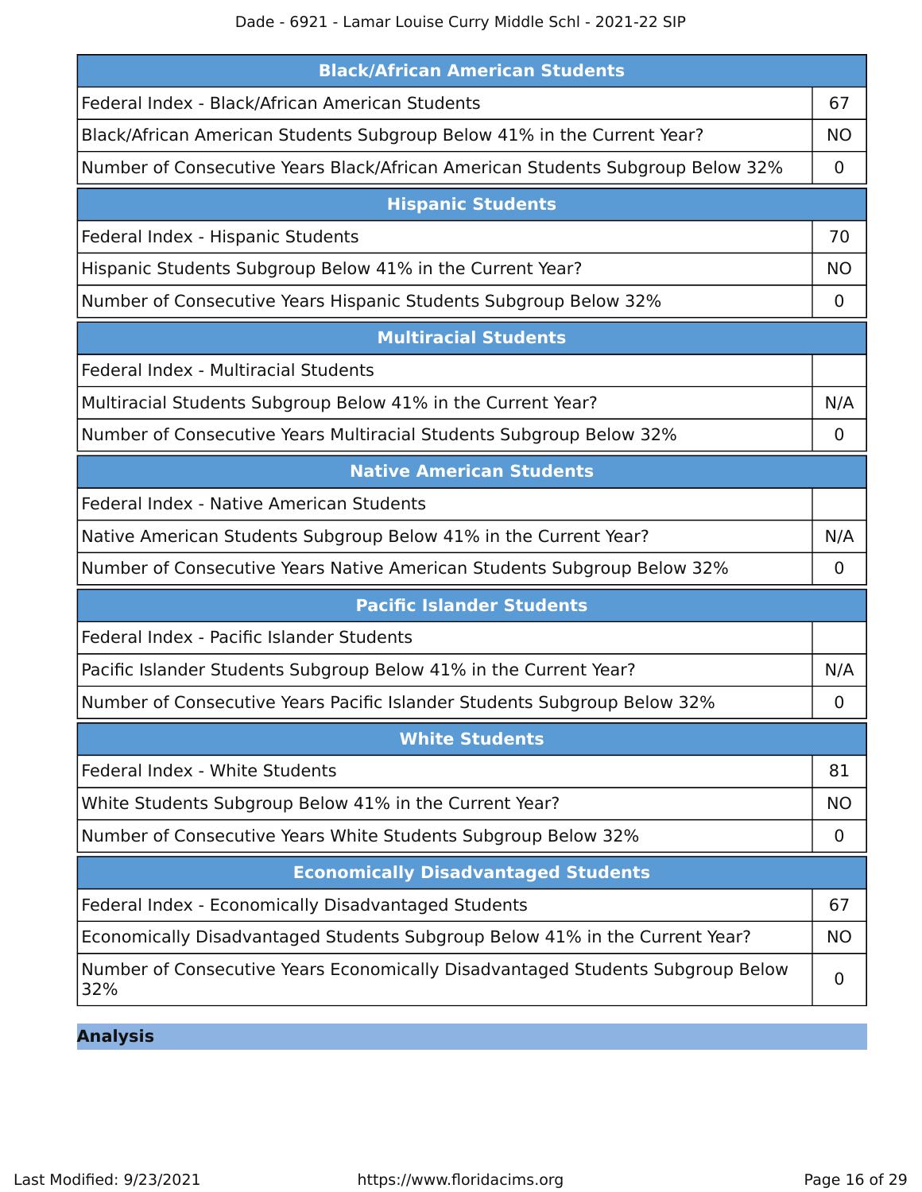| Black/African American Students | |
|---|---|
| Federal Index - Black/African American Students | 67 |
| Black/African American Students Subgroup Below 41% in the Current Year? | NO |
| Number of Consecutive Years Black/African American Students Subgroup Below 32% | 0 |

| Hispanic Students | |
|---|---|
| Federal Index - Hispanic Students | 70 |
| Hispanic Students Subgroup Below 41% in the Current Year? | NO |
| Number of Consecutive Years Hispanic Students Subgroup Below 32% | 0 |

| Multiracial Students | |
|---|---|
| Federal Index - Multiracial Students | |
| Multiracial Students Subgroup Below 41% in the Current Year? | N/A |
| Number of Consecutive Years Multiracial Students Subgroup Below 32% | 0 |

| Native American Students | |
|---|---|
| Federal Index - Native American Students | |
| Native American Students Subgroup Below 41% in the Current Year? | N/A |
| Number of Consecutive Years Native American Students Subgroup Below 32% | 0 |

| Pacific Islander Students | |
|---|---|
| Federal Index - Pacific Islander Students | |
| Pacific Islander Students Subgroup Below 41% in the Current Year? | N/A |
| Number of Consecutive Years Pacific Islander Students Subgroup Below 32% | 0 |

| White Students | |
|---|---|
| Federal Index - White Students | 81 |
| White Students Subgroup Below 41% in the Current Year? | NO |
| Number of Consecutive Years White Students Subgroup Below 32% | 0 |

| Economically Disadvantaged Students | |
|---|---|
| Federal Index - Economically Disadvantaged Students | 67 |
| Economically Disadvantaged Students Subgroup Below 41% in the Current Year? | NO |
| Number of Consecutive Years Economically Disadvantaged Students Subgroup Below 32% | 0 |

## Analysis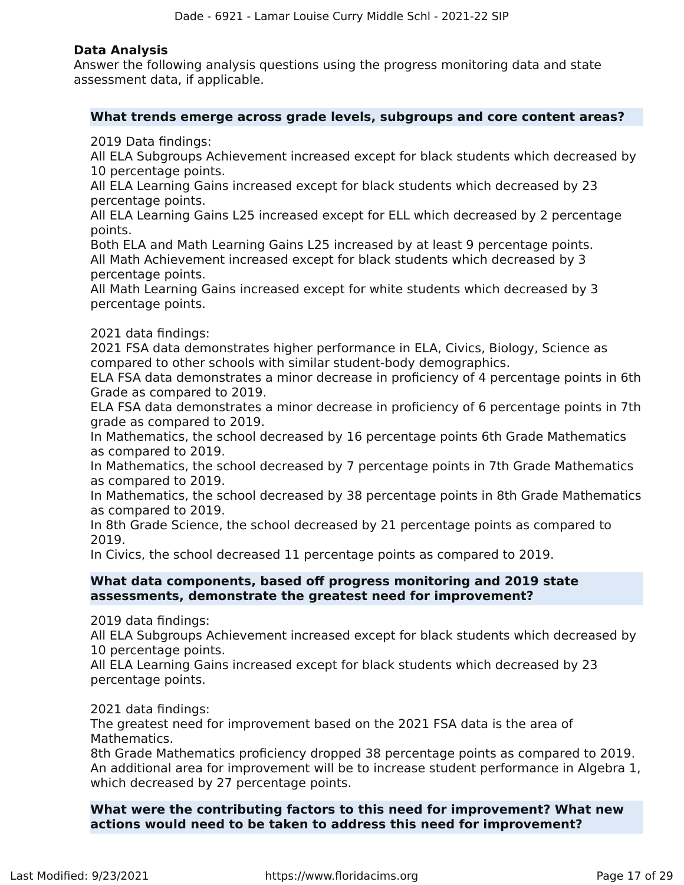### Data Analysis

Answer the following analysis questions using the progress monitoring data and state assessment data, if applicable.

**What trends emerge across grade levels, subgroups and core content areas?**

2019 Data findings:
All ELA Subgroups Achievement increased except for black students which decreased by 10 percentage points.
All ELA Learning Gains increased except for black students which decreased by 23 percentage points.
All ELA Learning Gains L25 increased except for ELL which decreased by 2 percentage points.
Both ELA and Math Learning Gains L25 increased by at least 9 percentage points.
All Math Achievement increased except for black students which decreased by 3 percentage points.
All Math Learning Gains increased except for white students which decreased by 3 percentage points.

2021 data findings:
2021 FSA data demonstrates higher performance in ELA, Civics, Biology, Science as compared to other schools with similar student-body demographics.
ELA FSA data demonstrates a minor decrease in proficiency of 4 percentage points in 6th Grade as compared to 2019.
ELA FSA data demonstrates a minor decrease in proficiency of 6 percentage points in 7th grade as compared to 2019.
In Mathematics, the school decreased by 16 percentage points 6th Grade Mathematics as compared to 2019.
In Mathematics, the school decreased by 7 percentage points in 7th Grade Mathematics as compared to 2019.
In Mathematics, the school decreased by 38 percentage points in 8th Grade Mathematics as compared to 2019.
In 8th Grade Science, the school decreased by 21 percentage points as compared to 2019.
In Civics, the school decreased 11 percentage points as compared to 2019.

**What data components, based off progress monitoring and 2019 state assessments, demonstrate the greatest need for improvement?**

2019 data findings:
All ELA Subgroups Achievement increased except for black students which decreased by 10 percentage points.
All ELA Learning Gains increased except for black students which decreased by 23 percentage points.

2021 data findings:
The greatest need for improvement based on the 2021 FSA data is the area of Mathematics.
8th Grade Mathematics proficiency dropped 38 percentage points as compared to 2019.
An additional area for improvement will be to increase student performance in Algebra 1, which decreased by 27 percentage points.

**What were the contributing factors to this need for improvement? What new actions would need to be taken to address this need for improvement?**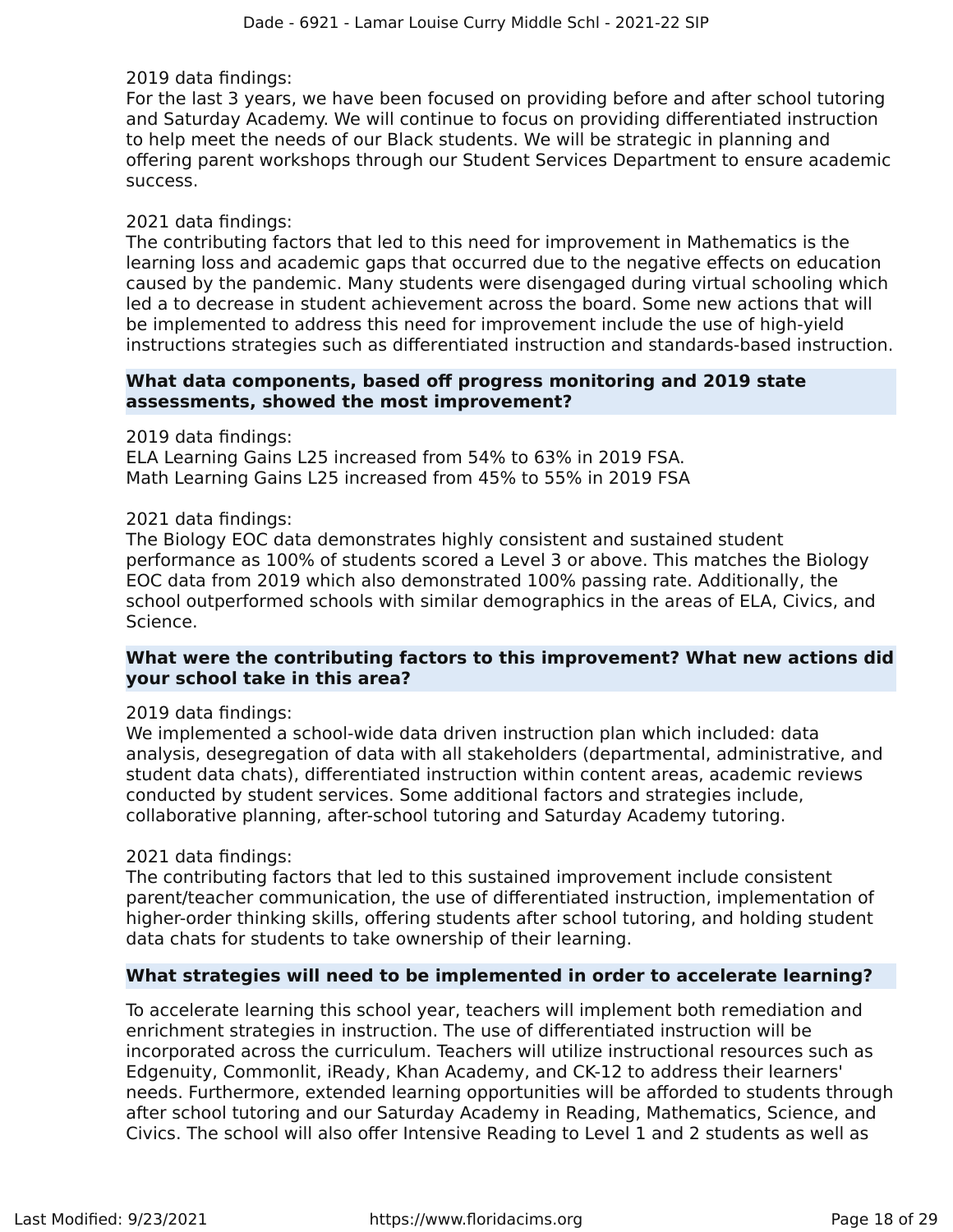2019 data findings:
For the last 3 years, we have been focused on providing before and after school tutoring and Saturday Academy. We will continue to focus on providing differentiated instruction to help meet the needs of our Black students. We will be strategic in planning and offering parent workshops through our Student Services Department to ensure academic success.

2021 data findings:
The contributing factors that led to this need for improvement in Mathematics is the learning loss and academic gaps that occurred due to the negative effects on education caused by the pandemic. Many students were disengaged during virtual schooling which led a to decrease in student achievement across the board. Some new actions that will be implemented to address this need for improvement include the use of high-yield instructions strategies such as differentiated instruction and standards-based instruction.

**What data components, based off progress monitoring and 2019 state assessments, showed the most improvement?**

2019 data findings:
ELA Learning Gains L25 increased from 54% to 63% in 2019 FSA.
Math Learning Gains L25 increased from 45% to 55% in 2019 FSA

2021 data findings:
The Biology EOC data demonstrates highly consistent and sustained student performance as 100% of students scored a Level 3 or above. This matches the Biology EOC data from 2019 which also demonstrated 100% passing rate. Additionally, the school outperformed schools with similar demographics in the areas of ELA, Civics, and Science.

**What were the contributing factors to this improvement? What new actions did your school take in this area?**

2019 data findings:
We implemented a school-wide data driven instruction plan which included: data analysis, desegregation of data with all stakeholders (departmental, administrative, and student data chats), differentiated instruction within content areas, academic reviews conducted by student services. Some additional factors and strategies include, collaborative planning, after-school tutoring and Saturday Academy tutoring.

2021 data findings:
The contributing factors that led to this sustained improvement include consistent parent/teacher communication, the use of differentiated instruction, implementation of higher-order thinking skills, offering students after school tutoring, and holding student data chats for students to take ownership of their learning.

**What strategies will need to be implemented in order to accelerate learning?**

To accelerate learning this school year, teachers will implement both remediation and enrichment strategies in instruction. The use of differentiated instruction will be incorporated across the curriculum. Teachers will utilize instructional resources such as Edgenuity, Commonlit, iReady, Khan Academy, and CK-12 to address their learners' needs. Furthermore, extended learning opportunities will be afforded to students through after school tutoring and our Saturday Academy in Reading, Mathematics, Science, and Civics. The school will also offer Intensive Reading to Level 1 and 2 students as well as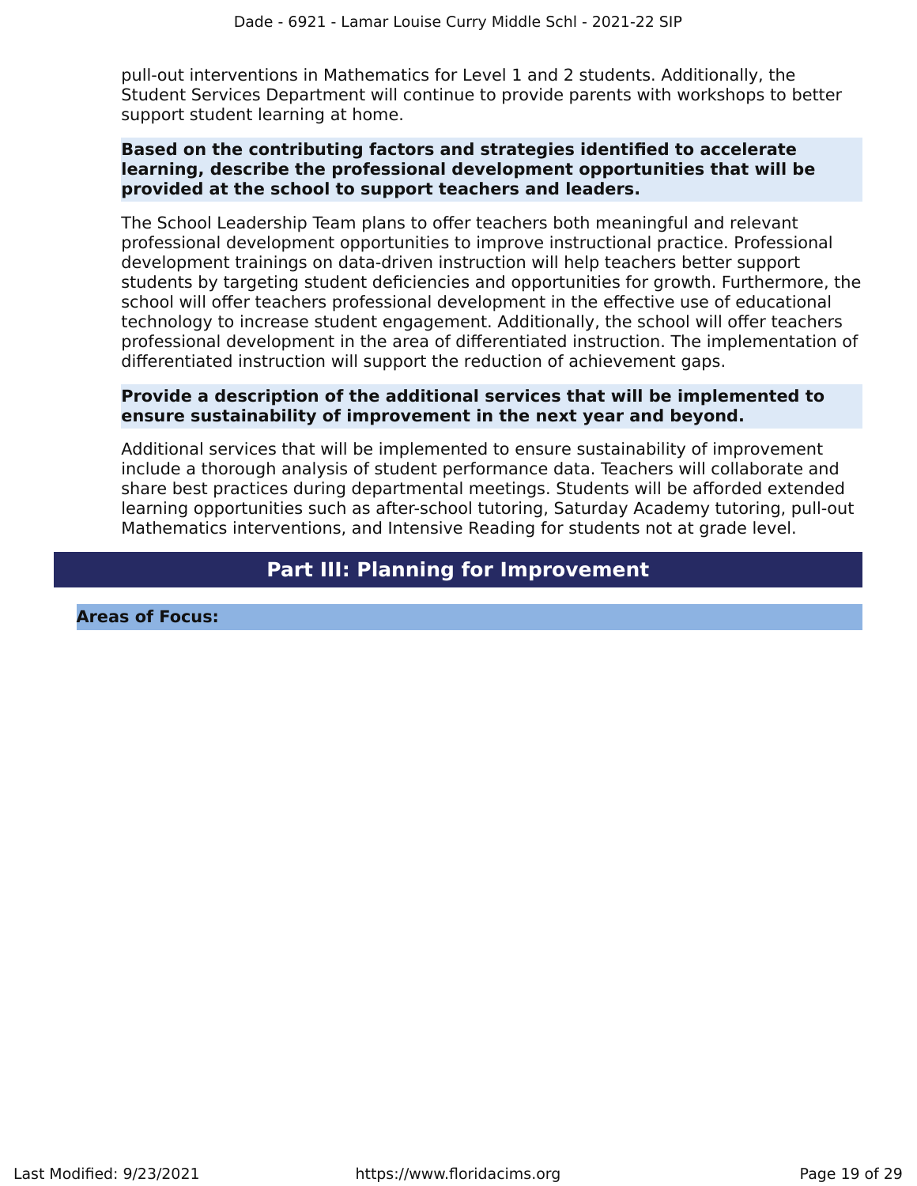pull-out interventions in Mathematics for Level 1 and 2 students. Additionally, the Student Services Department will continue to provide parents with workshops to better support student learning at home.

**Based on the contributing factors and strategies identified to accelerate learning, describe the professional development opportunities that will be provided at the school to support teachers and leaders.**

The School Leadership Team plans to offer teachers both meaningful and relevant professional development opportunities to improve instructional practice. Professional development trainings on data-driven instruction will help teachers better support students by targeting student deficiencies and opportunities for growth. Furthermore, the school will offer teachers professional development in the effective use of educational technology to increase student engagement. Additionally, the school will offer teachers professional development in the area of differentiated instruction. The implementation of differentiated instruction will support the reduction of achievement gaps.

**Provide a description of the additional services that will be implemented to ensure sustainability of improvement in the next year and beyond.**

Additional services that will be implemented to ensure sustainability of improvement include a thorough analysis of student performance data. Teachers will collaborate and share best practices during departmental meetings. Students will be afforded extended learning opportunities such as after-school tutoring, Saturday Academy tutoring, pull-out Mathematics interventions, and Intensive Reading for students not at grade level.

## Part III: Planning for Improvement

**Areas of Focus:**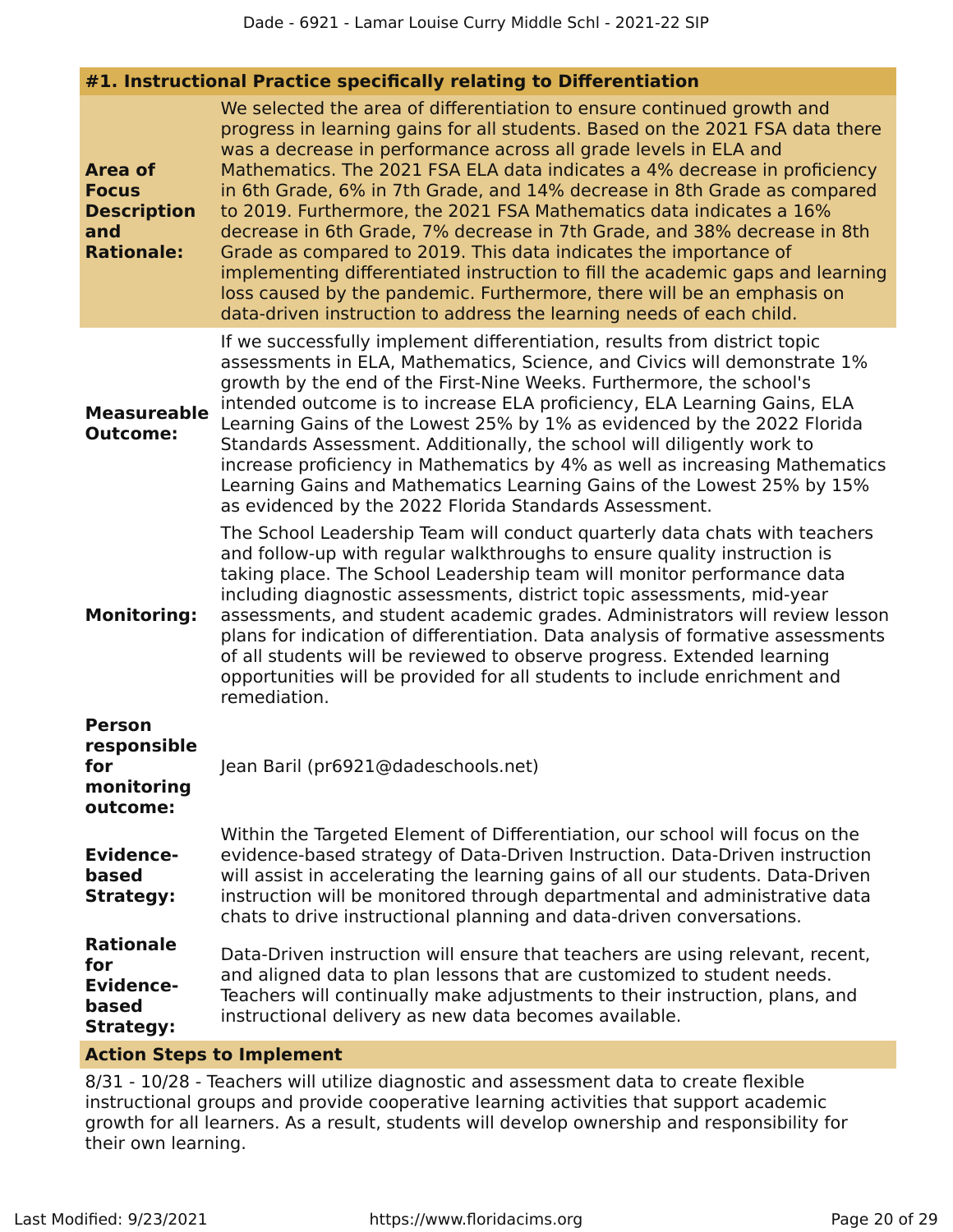#### #1. Instructional Practice specifically relating to Differentiation

**Area of Focus Description and Rationale:**

We selected the area of differentiation to ensure continued growth and progress in learning gains for all students. Based on the 2021 FSA data there was a decrease in performance across all grade levels in ELA and Mathematics. The 2021 FSA ELA data indicates a 4% decrease in proficiency in 6th Grade, 6% in 7th Grade, and 14% decrease in 8th Grade as compared to 2019. Furthermore, the 2021 FSA Mathematics data indicates a 16% decrease in 6th Grade, 7% decrease in 7th Grade, and 38% decrease in 8th Grade as compared to 2019. This data indicates the importance of implementing differentiated instruction to fill the academic gaps and learning loss caused by the pandemic. Furthermore, there will be an emphasis on data-driven instruction to address the learning needs of each child.

**Measureable Outcome:**

If we successfully implement differentiation, results from district topic assessments in ELA, Mathematics, Science, and Civics will demonstrate 1% growth by the end of the First-Nine Weeks. Furthermore, the school's intended outcome is to increase ELA proficiency, ELA Learning Gains, ELA Learning Gains of the Lowest 25% by 1% as evidenced by the 2022 Florida Standards Assessment. Additionally, the school will diligently work to increase proficiency in Mathematics by 4% as well as increasing Mathematics Learning Gains and Mathematics Learning Gains of the Lowest 25% by 15% as evidenced by the 2022 Florida Standards Assessment.

**Monitoring:**

The School Leadership Team will conduct quarterly data chats with teachers and follow-up with regular walkthroughs to ensure quality instruction is taking place. The School Leadership team will monitor performance data including diagnostic assessments, district topic assessments, mid-year assessments, and student academic grades. Administrators will review lesson plans for indication of differentiation. Data analysis of formative assessments of all students will be reviewed to observe progress. Extended learning opportunities will be provided for all students to include enrichment and remediation.

**Person responsible for monitoring outcome:**

Jean Baril (pr6921@dadeschools.net)

**Evidence-based Strategy:**

Within the Targeted Element of Differentiation, our school will focus on the evidence-based strategy of Data-Driven Instruction. Data-Driven instruction will assist in accelerating the learning gains of all our students. Data-Driven instruction will be monitored through departmental and administrative data chats to drive instructional planning and data-driven conversations.

**Rationale for Evidence-based Strategy:**

Data-Driven instruction will ensure that teachers are using relevant, recent, and aligned data to plan lessons that are customized to student needs. Teachers will continually make adjustments to their instruction, plans, and instructional delivery as new data becomes available.

**Action Steps to Implement**

8/31 - 10/28 - Teachers will utilize diagnostic and assessment data to create flexible instructional groups and provide cooperative learning activities that support academic growth for all learners. As a result, students will develop ownership and responsibility for their own learning.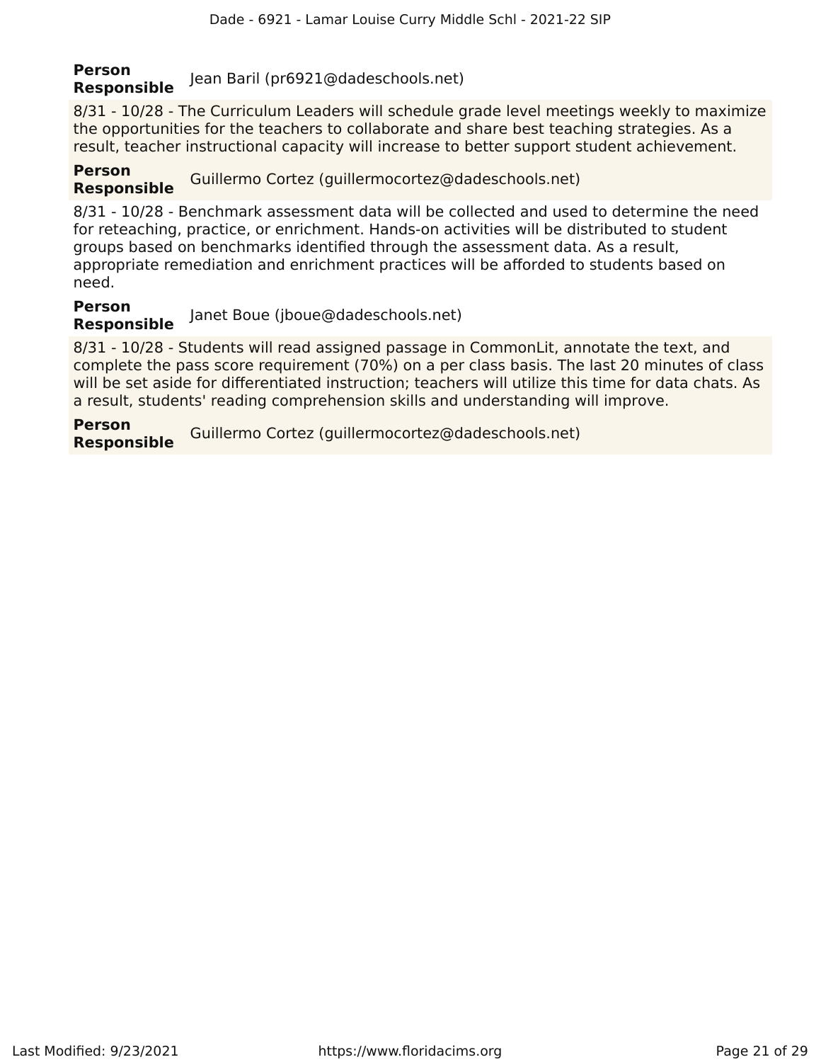**Person Responsible** Jean Baril (pr6921@dadeschools.net)

8/31 - 10/28 - The Curriculum Leaders will schedule grade level meetings weekly to maximize the opportunities for the teachers to collaborate and share best teaching strategies. As a result, teacher instructional capacity will increase to better support student achievement.

**Person Responsible** Guillermo Cortez (guillermocortez@dadeschools.net)

8/31 - 10/28 - Benchmark assessment data will be collected and used to determine the need for reteaching, practice, or enrichment. Hands-on activities will be distributed to student groups based on benchmarks identified through the assessment data. As a result, appropriate remediation and enrichment practices will be afforded to students based on need.

**Person Responsible** Janet Boue (jboue@dadeschools.net)

8/31 - 10/28 - Students will read assigned passage in CommonLit, annotate the text, and complete the pass score requirement (70%) on a per class basis. The last 20 minutes of class will be set aside for differentiated instruction; teachers will utilize this time for data chats. As a result, students' reading comprehension skills and understanding will improve.

**Person Responsible** Guillermo Cortez (guillermocortez@dadeschools.net)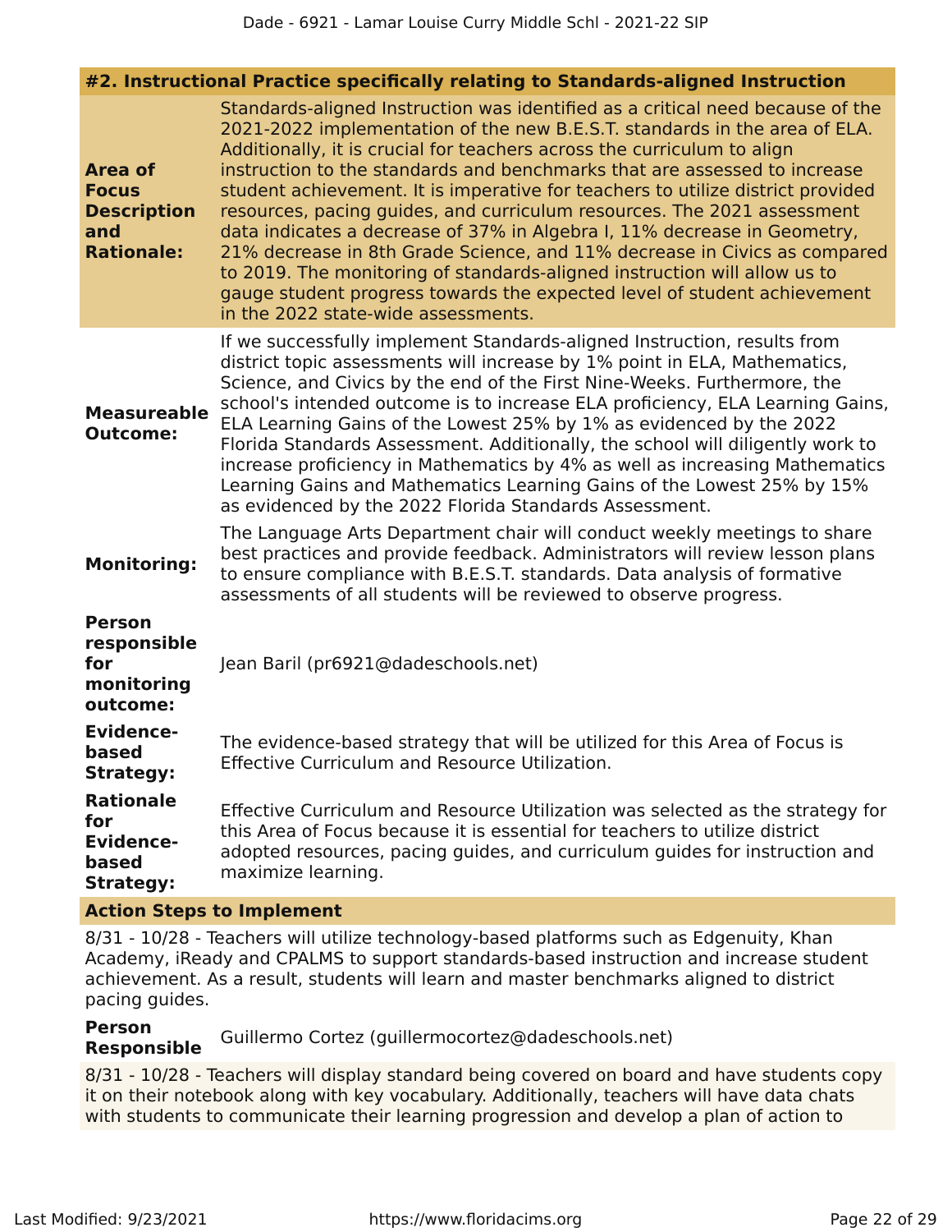## #2. Instructional Practice specifically relating to Standards-aligned Instruction

**Area of Focus Description and Rationale:**
Standards-aligned Instruction was identified as a critical need because of the 2021-2022 implementation of the new B.E.S.T. standards in the area of ELA. Additionally, it is crucial for teachers across the curriculum to align instruction to the standards and benchmarks that are assessed to increase student achievement. It is imperative for teachers to utilize district provided resources, pacing guides, and curriculum resources. The 2021 assessment data indicates a decrease of 37% in Algebra I, 11% decrease in Geometry, 21% decrease in 8th Grade Science, and 11% decrease in Civics as compared to 2019. The monitoring of standards-aligned instruction will allow us to gauge student progress towards the expected level of student achievement in the 2022 state-wide assessments.

**Measureable Outcome:**
If we successfully implement Standards-aligned Instruction, results from district topic assessments will increase by 1% point in ELA, Mathematics, Science, and Civics by the end of the First Nine-Weeks. Furthermore, the school's intended outcome is to increase ELA proficiency, ELA Learning Gains, ELA Learning Gains of the Lowest 25% by 1% as evidenced by the 2022 Florida Standards Assessment. Additionally, the school will diligently work to increase proficiency in Mathematics by 4% as well as increasing Mathematics Learning Gains and Mathematics Learning Gains of the Lowest 25% by 15% as evidenced by the 2022 Florida Standards Assessment.

**Monitoring:**
The Language Arts Department chair will conduct weekly meetings to share best practices and provide feedback. Administrators will review lesson plans to ensure compliance with B.E.S.T. standards. Data analysis of formative assessments of all students will be reviewed to observe progress.

**Person responsible for monitoring outcome:**
Jean Baril (pr6921@dadeschools.net)

**Evidence-based Strategy:**
The evidence-based strategy that will be utilized for this Area of Focus is Effective Curriculum and Resource Utilization.

**Rationale for Evidence-based Strategy:**
Effective Curriculum and Resource Utilization was selected as the strategy for this Area of Focus because it is essential for teachers to utilize district adopted resources, pacing guides, and curriculum guides for instruction and maximize learning.

### Action Steps to Implement

8/31 - 10/28 - Teachers will utilize technology-based platforms such as Edgenuity, Khan Academy, iReady and CPALMS to support standards-based instruction and increase student achievement. As a result, students will learn and master benchmarks aligned to district pacing guides.

**Person Responsible** Guillermo Cortez (guillermocortez@dadeschools.net)

8/31 - 10/28 - Teachers will display standard being covered on board and have students copy it on their notebook along with key vocabulary. Additionally, teachers will have data chats with students to communicate their learning progression and develop a plan of action to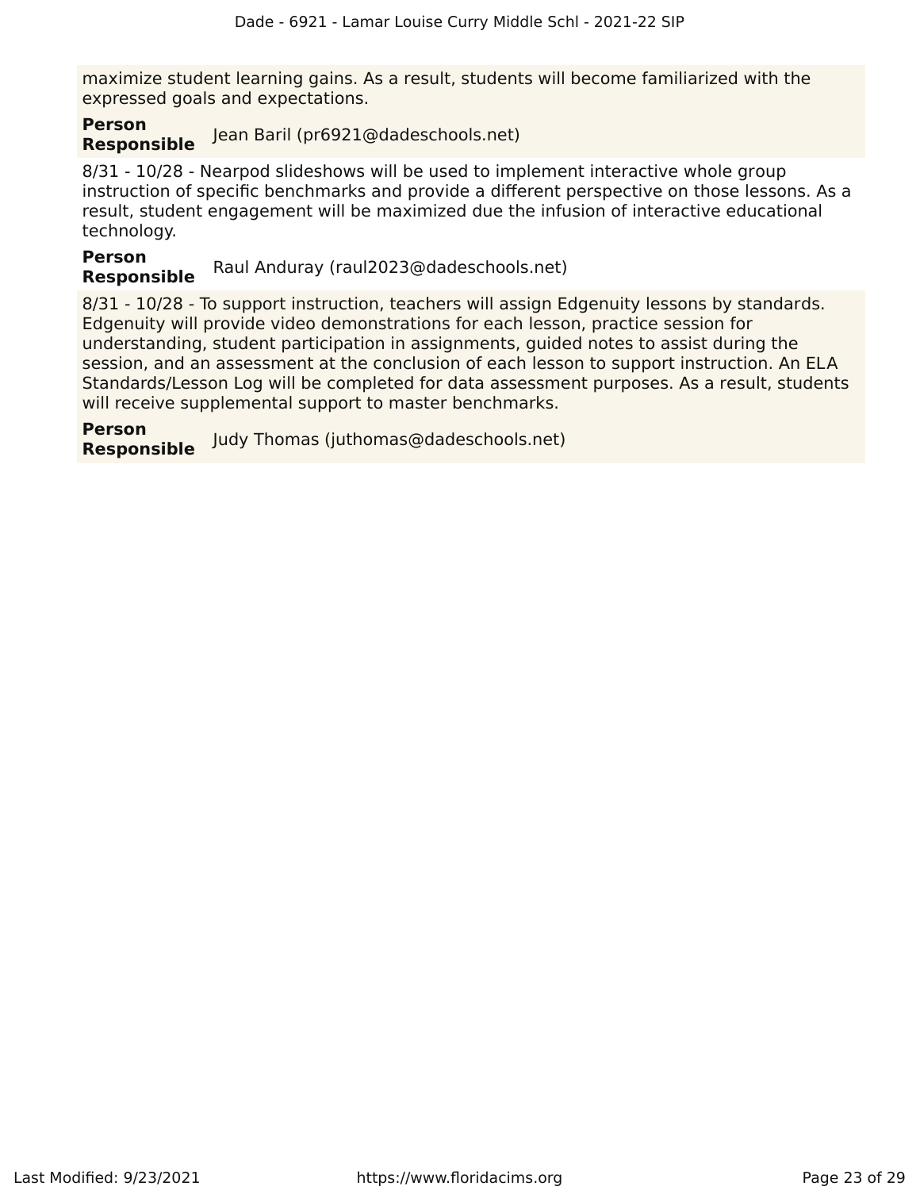maximize student learning gains. As a result, students will become familiarized with the expressed goals and expectations.

**Person Responsible** Jean Baril (pr6921@dadeschools.net)

8/31 - 10/28 - Nearpod slideshows will be used to implement interactive whole group instruction of specific benchmarks and provide a different perspective on those lessons. As a result, student engagement will be maximized due the infusion of interactive educational technology.

**Person Responsible** Raul Anduray (raul2023@dadeschools.net)

8/31 - 10/28 - To support instruction, teachers will assign Edgenuity lessons by standards. Edgenuity will provide video demonstrations for each lesson, practice session for understanding, student participation in assignments, guided notes to assist during the session, and an assessment at the conclusion of each lesson to support instruction. An ELA Standards/Lesson Log will be completed for data assessment purposes. As a result, students will receive supplemental support to master benchmarks.

**Person Responsible** Judy Thomas (juthomas@dadeschools.net)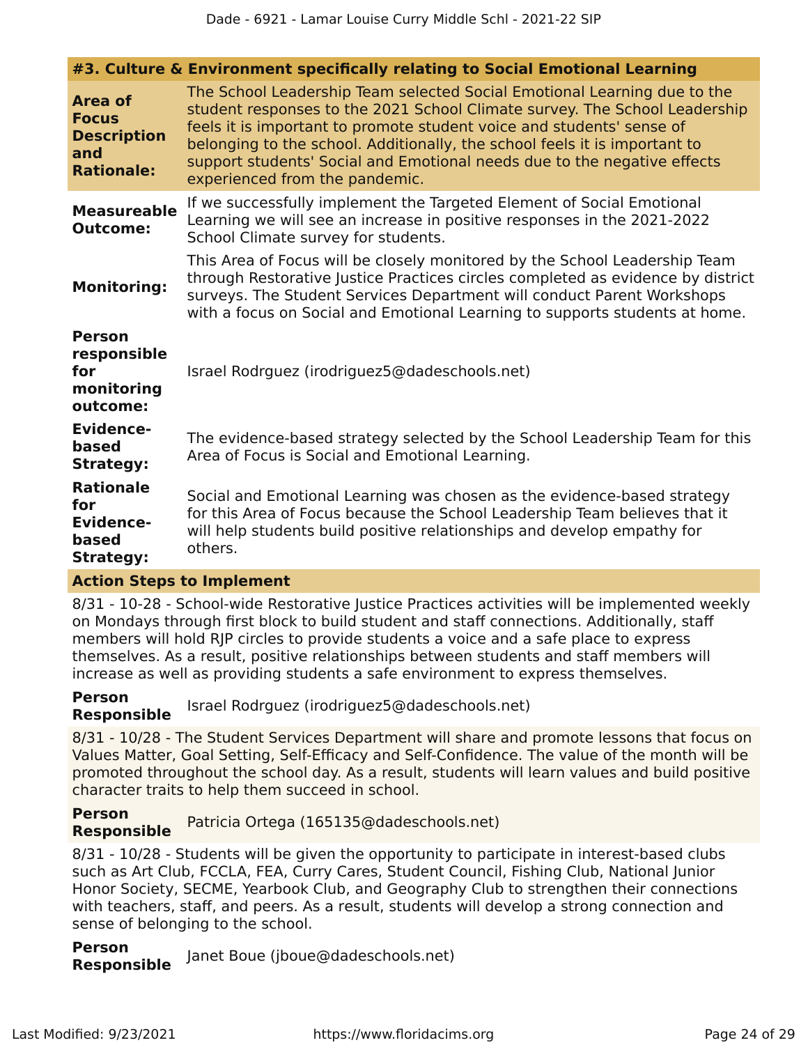## #3. Culture & Environment specifically relating to Social Emotional Learning

**Area of Focus Description and Rationale:** The School Leadership Team selected Social Emotional Learning due to the student responses to the 2021 School Climate survey. The School Leadership feels it is important to promote student voice and students' sense of belonging to the school. Additionally, the school feels it is important to support students' Social and Emotional needs due to the negative effects experienced from the pandemic.

**Measureable Outcome:** If we successfully implement the Targeted Element of Social Emotional Learning we will see an increase in positive responses in the 2021-2022 School Climate survey for students.

**Monitoring:** This Area of Focus will be closely monitored by the School Leadership Team through Restorative Justice Practices circles completed as evidence by district surveys. The Student Services Department will conduct Parent Workshops with a focus on Social and Emotional Learning to supports students at home.

**Person responsible for monitoring outcome:** Israel Rodrguez (irodriguez5@dadeschools.net)

**Evidence-based Strategy:** The evidence-based strategy selected by the School Leadership Team for this Area of Focus is Social and Emotional Learning.

**Rationale for Evidence-based Strategy:** Social and Emotional Learning was chosen as the evidence-based strategy for this Area of Focus because the School Leadership Team believes that it will help students build positive relationships and develop empathy for others.

### Action Steps to Implement

8/31 - 10-28 - School-wide Restorative Justice Practices activities will be implemented weekly on Mondays through first block to build student and staff connections. Additionally, staff members will hold RJP circles to provide students a voice and a safe place to express themselves. As a result, positive relationships between students and staff members will increase as well as providing students a safe environment to express themselves.

**Person Responsible** Israel Rodrguez (irodriguez5@dadeschools.net)

8/31 - 10/28 - The Student Services Department will share and promote lessons that focus on Values Matter, Goal Setting, Self-Efficacy and Self-Confidence. The value of the month will be promoted throughout the school day. As a result, students will learn values and build positive character traits to help them succeed in school.

**Person Responsible** Patricia Ortega (165135@dadeschools.net)

8/31 - 10/28 - Students will be given the opportunity to participate in interest-based clubs such as Art Club, FCCLA, FEA, Curry Cares, Student Council, Fishing Club, National Junior Honor Society, SECME, Yearbook Club, and Geography Club to strengthen their connections with teachers, staff, and peers. As a result, students will develop a strong connection and sense of belonging to the school.

**Person Responsible** Janet Boue (jboue@dadeschools.net)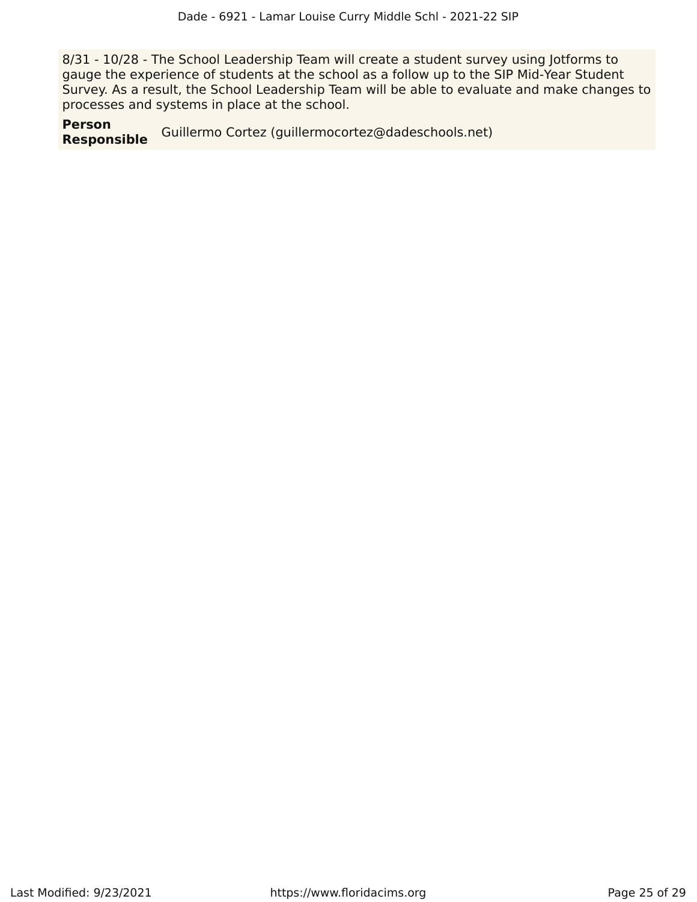8/31 - 10/28 - The School Leadership Team will create a student survey using Jotforms to gauge the experience of students at the school as a follow up to the SIP Mid-Year Student Survey. As a result, the School Leadership Team will be able to evaluate and make changes to processes and systems in place at the school.

**Person Responsible** Guillermo Cortez (guillermocortez@dadeschools.net)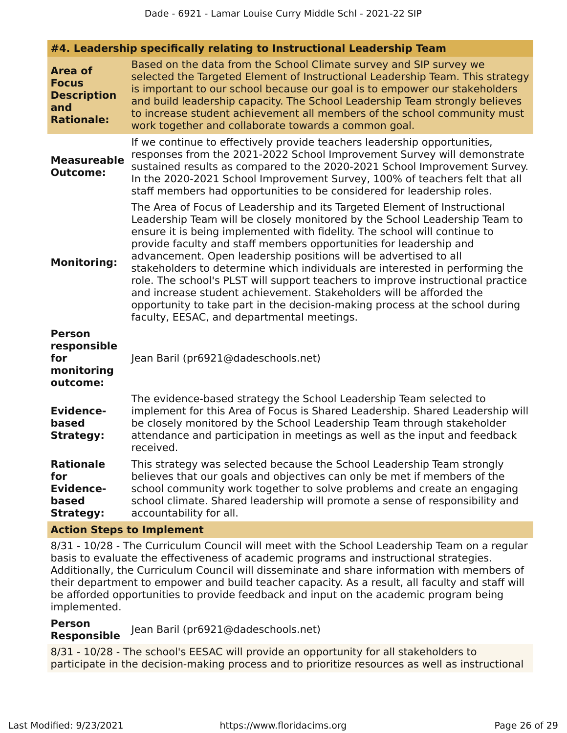### #4. Leadership specifically relating to Instructional Leadership Team

**Area of Focus Description and Rationale:** Based on the data from the School Climate survey and SIP survey we selected the Targeted Element of Instructional Leadership Team. This strategy is important to our school because our goal is to empower our stakeholders and build leadership capacity. The School Leadership Team strongly believes to increase student achievement all members of the school community must work together and collaborate towards a common goal.

**Measureable Outcome:** If we continue to effectively provide teachers leadership opportunities, responses from the 2021-2022 School Improvement Survey will demonstrate sustained results as compared to the 2020-2021 School Improvement Survey. In the 2020-2021 School Improvement Survey, 100% of teachers felt that all staff members had opportunities to be considered for leadership roles.

**Monitoring:** The Area of Focus of Leadership and its Targeted Element of Instructional Leadership Team will be closely monitored by the School Leadership Team to ensure it is being implemented with fidelity. The school will continue to provide faculty and staff members opportunities for leadership and advancement. Open leadership positions will be advertised to all stakeholders to determine which individuals are interested in performing the role. The school's PLST will support teachers to improve instructional practice and increase student achievement. Stakeholders will be afforded the opportunity to take part in the decision-making process at the school during faculty, EESAC, and departmental meetings.

**Person responsible for monitoring outcome:** Jean Baril (pr6921@dadeschools.net)

**Evidence-based Strategy:** The evidence-based strategy the School Leadership Team selected to implement for this Area of Focus is Shared Leadership. Shared Leadership will be closely monitored by the School Leadership Team through stakeholder attendance and participation in meetings as well as the input and feedback received.

**Rationale for Evidence-based Strategy:** This strategy was selected because the School Leadership Team strongly believes that our goals and objectives can only be met if members of the school community work together to solve problems and create an engaging school climate. Shared leadership will promote a sense of responsibility and accountability for all.

**Action Steps to Implement**

8/31 - 10/28 - The Curriculum Council will meet with the School Leadership Team on a regular basis to evaluate the effectiveness of academic programs and instructional strategies. Additionally, the Curriculum Council will disseminate and share information with members of their department to empower and build teacher capacity. As a result, all faculty and staff will be afforded opportunities to provide feedback and input on the academic program being implemented.

**Person Responsible** Jean Baril (pr6921@dadeschools.net)

8/31 - 10/28 - The school's EESAC will provide an opportunity for all stakeholders to participate in the decision-making process and to prioritize resources as well as instructional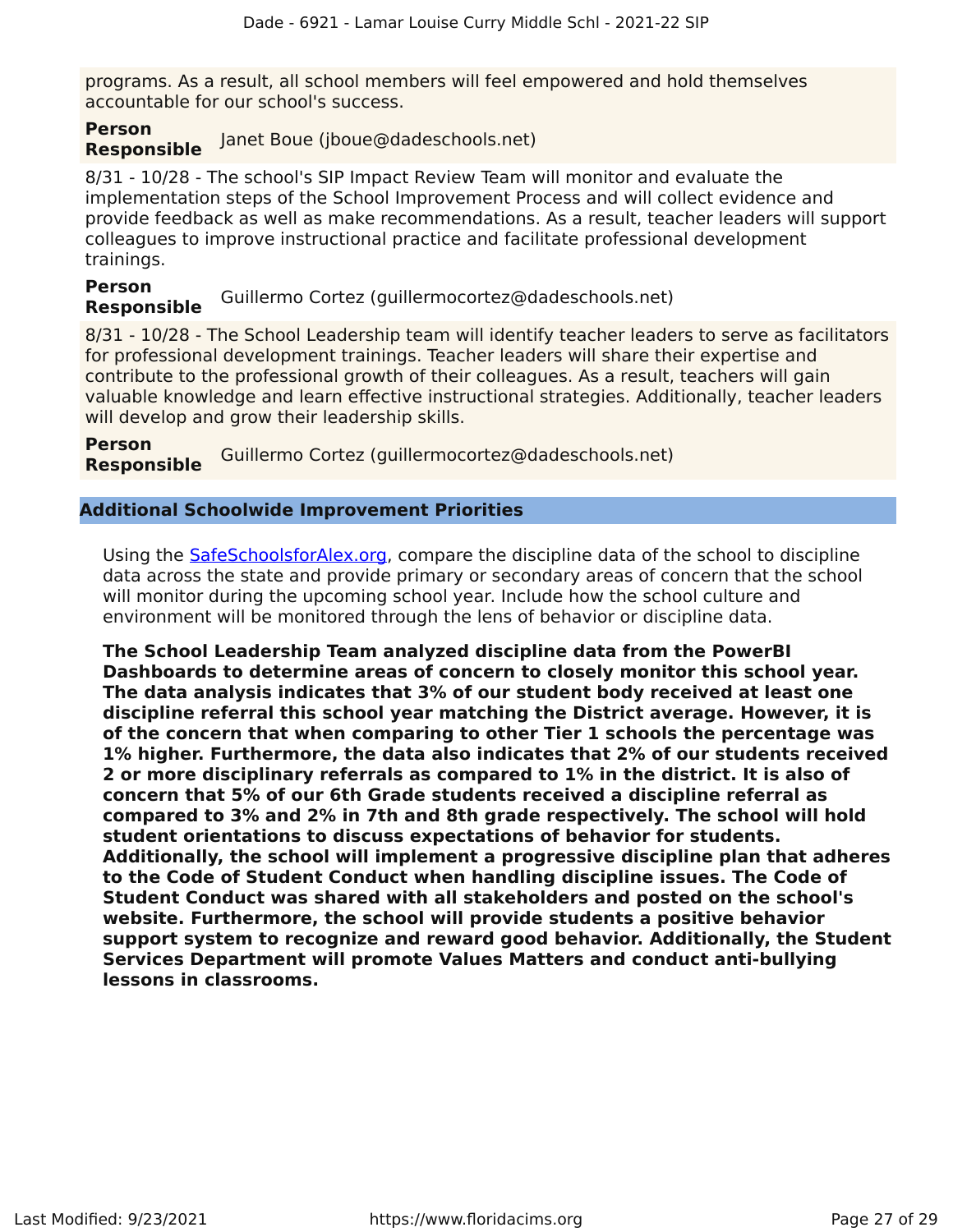programs. As a result, all school members will feel empowered and hold themselves accountable for our school's success.

**Person Responsible** Janet Boue (jboue@dadeschools.net)

8/31 - 10/28 - The school's SIP Impact Review Team will monitor and evaluate the implementation steps of the School Improvement Process and will collect evidence and provide feedback as well as make recommendations. As a result, teacher leaders will support colleagues to improve instructional practice and facilitate professional development trainings.

**Person Responsible** Guillermo Cortez (guillermocortez@dadeschools.net)

8/31 - 10/28 - The School Leadership team will identify teacher leaders to serve as facilitators for professional development trainings. Teacher leaders will share their expertise and contribute to the professional growth of their colleagues. As a result, teachers will gain valuable knowledge and learn effective instructional strategies. Additionally, teacher leaders will develop and grow their leadership skills.

**Person Responsible** Guillermo Cortez (guillermocortez@dadeschools.net)

## Additional Schoolwide Improvement Priorities

Using the SafeSchoolsforAlex.org, compare the discipline data of the school to discipline data across the state and provide primary or secondary areas of concern that the school will monitor during the upcoming school year. Include how the school culture and environment will be monitored through the lens of behavior or discipline data.

**The School Leadership Team analyzed discipline data from the PowerBI Dashboards to determine areas of concern to closely monitor this school year. The data analysis indicates that 3% of our student body received at least one discipline referral this school year matching the District average. However, it is of the concern that when comparing to other Tier 1 schools the percentage was 1% higher. Furthermore, the data also indicates that 2% of our students received 2 or more disciplinary referrals as compared to 1% in the district. It is also of concern that 5% of our 6th Grade students received a discipline referral as compared to 3% and 2% in 7th and 8th grade respectively. The school will hold student orientations to discuss expectations of behavior for students. Additionally, the school will implement a progressive discipline plan that adheres to the Code of Student Conduct when handling discipline issues. The Code of Student Conduct was shared with all stakeholders and posted on the school's website. Furthermore, the school will provide students a positive behavior support system to recognize and reward good behavior. Additionally, the Student Services Department will promote Values Matters and conduct anti-bullying lessons in classrooms.**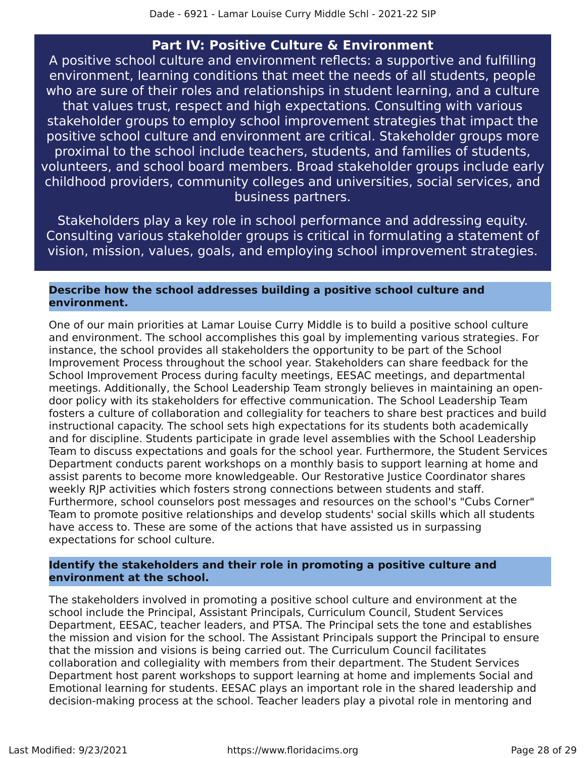## Part IV: Positive Culture & Environment

A positive school culture and environment reflects: a supportive and fulfilling environment, learning conditions that meet the needs of all students, people who are sure of their roles and relationships in student learning, and a culture that values trust, respect and high expectations. Consulting with various stakeholder groups to employ school improvement strategies that impact the positive school culture and environment are critical. Stakeholder groups more proximal to the school include teachers, students, and families of students, volunteers, and school board members. Broad stakeholder groups include early childhood providers, community colleges and universities, social services, and business partners.

Stakeholders play a key role in school performance and addressing equity. Consulting various stakeholder groups is critical in formulating a statement of vision, mission, values, goals, and employing school improvement strategies.

### Describe how the school addresses building a positive school culture and environment.

One of our main priorities at Lamar Louise Curry Middle is to build a positive school culture and environment. The school accomplishes this goal by implementing various strategies. For instance, the school provides all stakeholders the opportunity to be part of the School Improvement Process throughout the school year. Stakeholders can share feedback for the School Improvement Process during faculty meetings, EESAC meetings, and departmental meetings. Additionally, the School Leadership Team strongly believes in maintaining an open-door policy with its stakeholders for effective communication. The School Leadership Team fosters a culture of collaboration and collegiality for teachers to share best practices and build instructional capacity. The school sets high expectations for its students both academically and for discipline. Students participate in grade level assemblies with the School Leadership Team to discuss expectations and goals for the school year. Furthermore, the Student Services Department conducts parent workshops on a monthly basis to support learning at home and assist parents to become more knowledgeable. Our Restorative Justice Coordinator shares weekly RJP activities which fosters strong connections between students and staff. Furthermore, school counselors post messages and resources on the school's "Cubs Corner" Team to promote positive relationships and develop students' social skills which all students have access to. These are some of the actions that have assisted us in surpassing expectations for school culture.

### Identify the stakeholders and their role in promoting a positive culture and environment at the school.

The stakeholders involved in promoting a positive school culture and environment at the school include the Principal, Assistant Principals, Curriculum Council, Student Services Department, EESAC, teacher leaders, and PTSA. The Principal sets the tone and establishes the mission and vision for the school. The Assistant Principals support the Principal to ensure that the mission and visions is being carried out. The Curriculum Council facilitates collaboration and collegiality with members from their department. The Student Services Department host parent workshops to support learning at home and implements Social and Emotional learning for students. EESAC plays an important role in the shared leadership and decision-making process at the school. Teacher leaders play a pivotal role in mentoring and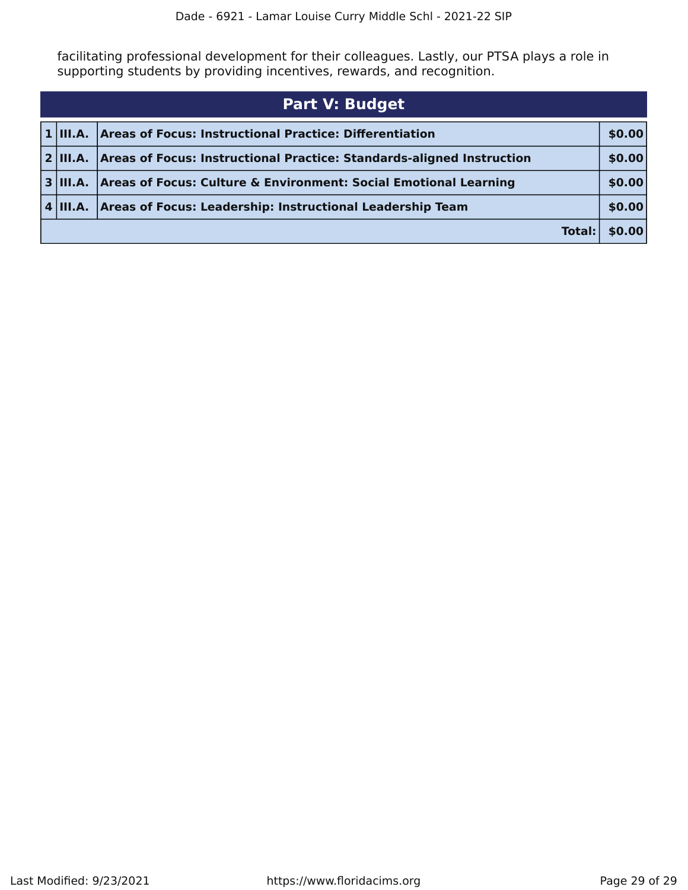facilitating professional development for their colleagues. Lastly, our PTSA plays a role in supporting students by providing incentives, rewards, and recognition.

## Part V: Budget

| | | | |
|---|---|---|---|
| 1 | III.A. | Areas of Focus: Instructional Practice: Differentiation | $0.00 |
| 2 | III.A. | Areas of Focus: Instructional Practice: Standards-aligned Instruction | $0.00 |
| 3 | III.A. | Areas of Focus: Culture & Environment: Social Emotional Learning | $0.00 |
| 4 | III.A. | Areas of Focus: Leadership: Instructional Leadership Team | $0.00 |
| | | Total: | $0.00 |